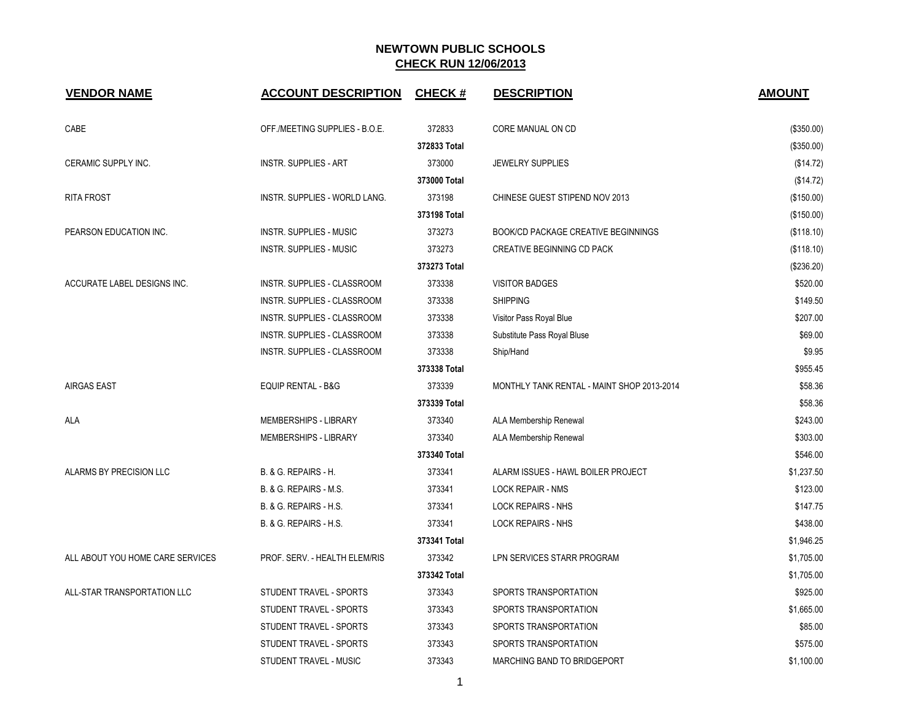# NEWTOWN PUBLIC SCHOOLS

## CHECK RUN 12/06/2013

| VENDOR NAME | ACCOUNT DESCRIPTION | CHECK # | DESCRIPTION | AMOUNT |
|---|---|---|---|---|
| CABE | OFF./MEETING SUPPLIES - B.O.E. | 372833 | CORE MANUAL ON CD | ($350.00) |
| | | 372833 Total | | ($350.00) |
| CERAMIC SUPPLY INC. | INSTR. SUPPLIES - ART | 373000 | JEWELRY SUPPLIES | ($14.72) |
| | | 373000 Total | | ($14.72) |
| RITA FROST | INSTR. SUPPLIES - WORLD LANG. | 373198 | CHINESE GUEST STIPEND NOV 2013 | ($150.00) |
| | | 373198 Total | | ($150.00) |
| PEARSON EDUCATION INC. | INSTR. SUPPLIES - MUSIC | 373273 | BOOK/CD PACKAGE CREATIVE BEGINNINGS | ($118.10) |
| | INSTR. SUPPLIES - MUSIC | 373273 | CREATIVE BEGINNING CD PACK | ($118.10) |
| | | 373273 Total | | ($236.20) |
| ACCURATE LABEL DESIGNS INC. | INSTR. SUPPLIES - CLASSROOM | 373338 | VISITOR BADGES | $520.00 |
| | INSTR. SUPPLIES - CLASSROOM | 373338 | SHIPPING | $149.50 |
| | INSTR. SUPPLIES - CLASSROOM | 373338 | Visitor Pass Royal Blue | $207.00 |
| | INSTR. SUPPLIES - CLASSROOM | 373338 | Substitute Pass Royal Bluse | $69.00 |
| | INSTR. SUPPLIES - CLASSROOM | 373338 | Ship/Hand | $9.95 |
| | | 373338 Total | | $955.45 |
| AIRGAS EAST | EQUIP RENTAL - B&G | 373339 | MONTHLY TANK RENTAL - MAINT SHOP 2013-2014 | $58.36 |
| | | 373339 Total | | $58.36 |
| ALA | MEMBERSHIPS - LIBRARY | 373340 | ALA Membership Renewal | $243.00 |
| | MEMBERSHIPS - LIBRARY | 373340 | ALA Membership Renewal | $303.00 |
| | | 373340 Total | | $546.00 |
| ALARMS BY PRECISION LLC | B. & G. REPAIRS - H. | 373341 | ALARM ISSUES - HAWL BOILER PROJECT | $1,237.50 |
| | B. & G. REPAIRS - M.S. | 373341 | LOCK REPAIR - NMS | $123.00 |
| | B. & G. REPAIRS - H.S. | 373341 | LOCK REPAIRS - NHS | $147.75 |
| | B. & G. REPAIRS - H.S. | 373341 | LOCK REPAIRS - NHS | $438.00 |
| | | 373341 Total | | $1,946.25 |
| ALL ABOUT YOU HOME CARE SERVICES | PROF. SERV. - HEALTH ELEM/RIS | 373342 | LPN SERVICES STARR PROGRAM | $1,705.00 |
| | | 373342 Total | | $1,705.00 |
| ALL-STAR TRANSPORTATION LLC | STUDENT TRAVEL - SPORTS | 373343 | SPORTS TRANSPORTATION | $925.00 |
| | STUDENT TRAVEL - SPORTS | 373343 | SPORTS TRANSPORTATION | $1,665.00 |
| | STUDENT TRAVEL - SPORTS | 373343 | SPORTS TRANSPORTATION | $85.00 |
| | STUDENT TRAVEL - SPORTS | 373343 | SPORTS TRANSPORTATION | $575.00 |
| | STUDENT TRAVEL - MUSIC | 373343 | MARCHING BAND TO BRIDGEPORT | $1,100.00 |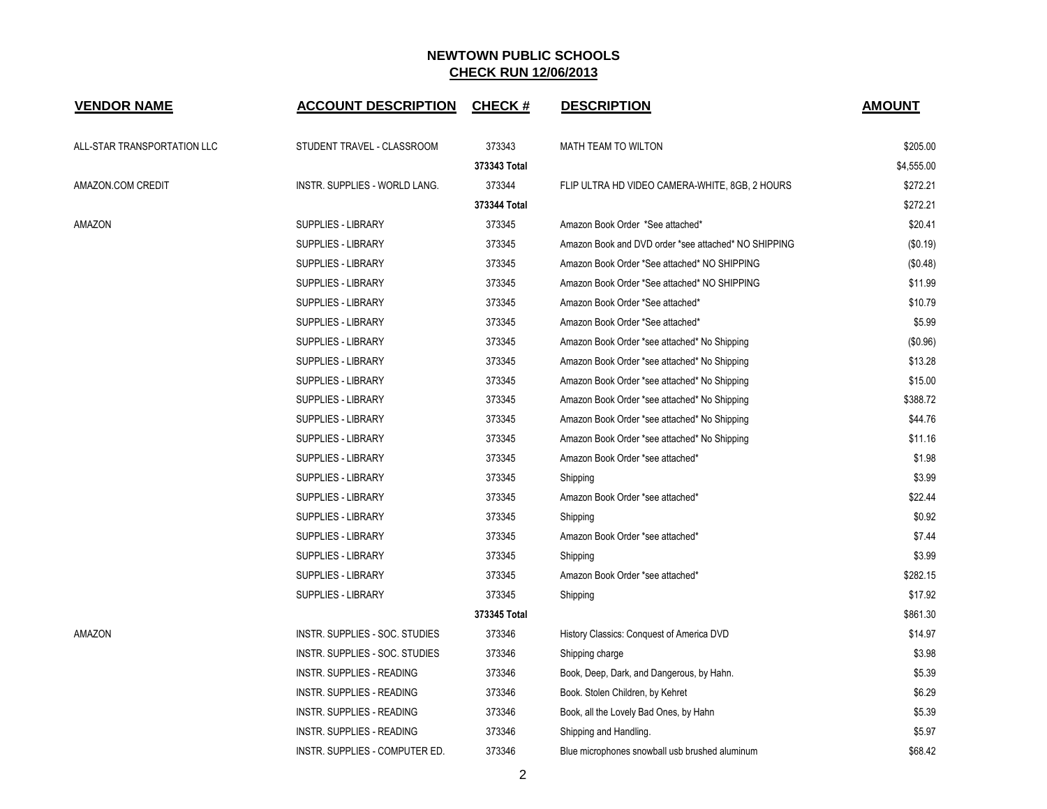## NEWTOWN PUBLIC SCHOOLS
## CHECK RUN 12/06/2013

| VENDOR NAME | ACCOUNT DESCRIPTION | CHECK # | DESCRIPTION | AMOUNT |
|---|---|---|---|---|
| ALL-STAR TRANSPORTATION LLC | STUDENT TRAVEL - CLASSROOM | 373343 | MATH TEAM TO WILTON | $205.00 |
| | | **373343 Total** | | $4,555.00 |
| AMAZON.COM CREDIT | INSTR. SUPPLIES - WORLD LANG. | 373344 | FLIP ULTRA HD VIDEO CAMERA-WHITE, 8GB, 2 HOURS | $272.21 |
| | | **373344 Total** | | $272.21 |
| AMAZON | SUPPLIES - LIBRARY | 373345 | Amazon Book Order *See attached* | $20.41 |
| | SUPPLIES - LIBRARY | 373345 | Amazon Book and DVD order *see attached* NO SHIPPING | ($0.19) |
| | SUPPLIES - LIBRARY | 373345 | Amazon Book Order *See attached* NO SHIPPING | ($0.48) |
| | SUPPLIES - LIBRARY | 373345 | Amazon Book Order *See attached* NO SHIPPING | $11.99 |
| | SUPPLIES - LIBRARY | 373345 | Amazon Book Order *See attached* | $10.79 |
| | SUPPLIES - LIBRARY | 373345 | Amazon Book Order *See attached* | $5.99 |
| | SUPPLIES - LIBRARY | 373345 | Amazon Book Order *see attached* No Shipping | ($0.96) |
| | SUPPLIES - LIBRARY | 373345 | Amazon Book Order *see attached* No Shipping | $13.28 |
| | SUPPLIES - LIBRARY | 373345 | Amazon Book Order *see attached* No Shipping | $15.00 |
| | SUPPLIES - LIBRARY | 373345 | Amazon Book Order *see attached* No Shipping | $388.72 |
| | SUPPLIES - LIBRARY | 373345 | Amazon Book Order *see attached* No Shipping | $44.76 |
| | SUPPLIES - LIBRARY | 373345 | Amazon Book Order *see attached* No Shipping | $11.16 |
| | SUPPLIES - LIBRARY | 373345 | Amazon Book Order *see attached* | $1.98 |
| | SUPPLIES - LIBRARY | 373345 | Shipping | $3.99 |
| | SUPPLIES - LIBRARY | 373345 | Amazon Book Order *see attached* | $22.44 |
| | SUPPLIES - LIBRARY | 373345 | Shipping | $0.92 |
| | SUPPLIES - LIBRARY | 373345 | Amazon Book Order *see attached* | $7.44 |
| | SUPPLIES - LIBRARY | 373345 | Shipping | $3.99 |
| | SUPPLIES - LIBRARY | 373345 | Amazon Book Order *see attached* | $282.15 |
| | SUPPLIES - LIBRARY | 373345 | Shipping | $17.92 |
| | | **373345 Total** | | $861.30 |
| AMAZON | INSTR. SUPPLIES - SOC. STUDIES | 373346 | History Classics: Conquest of America DVD | $14.97 |
| | INSTR. SUPPLIES - SOC. STUDIES | 373346 | Shipping charge | $3.98 |
| | INSTR. SUPPLIES - READING | 373346 | Book, Deep, Dark, and Dangerous, by Hahn. | $5.39 |
| | INSTR. SUPPLIES - READING | 373346 | Book. Stolen Children, by Kehret | $6.29 |
| | INSTR. SUPPLIES - READING | 373346 | Book, all the Lovely Bad Ones, by Hahn | $5.39 |
| | INSTR. SUPPLIES - READING | 373346 | Shipping and Handling. | $5.97 |
| | INSTR. SUPPLIES - COMPUTER ED. | 373346 | Blue microphones snowball usb brushed aluminum | $68.42 |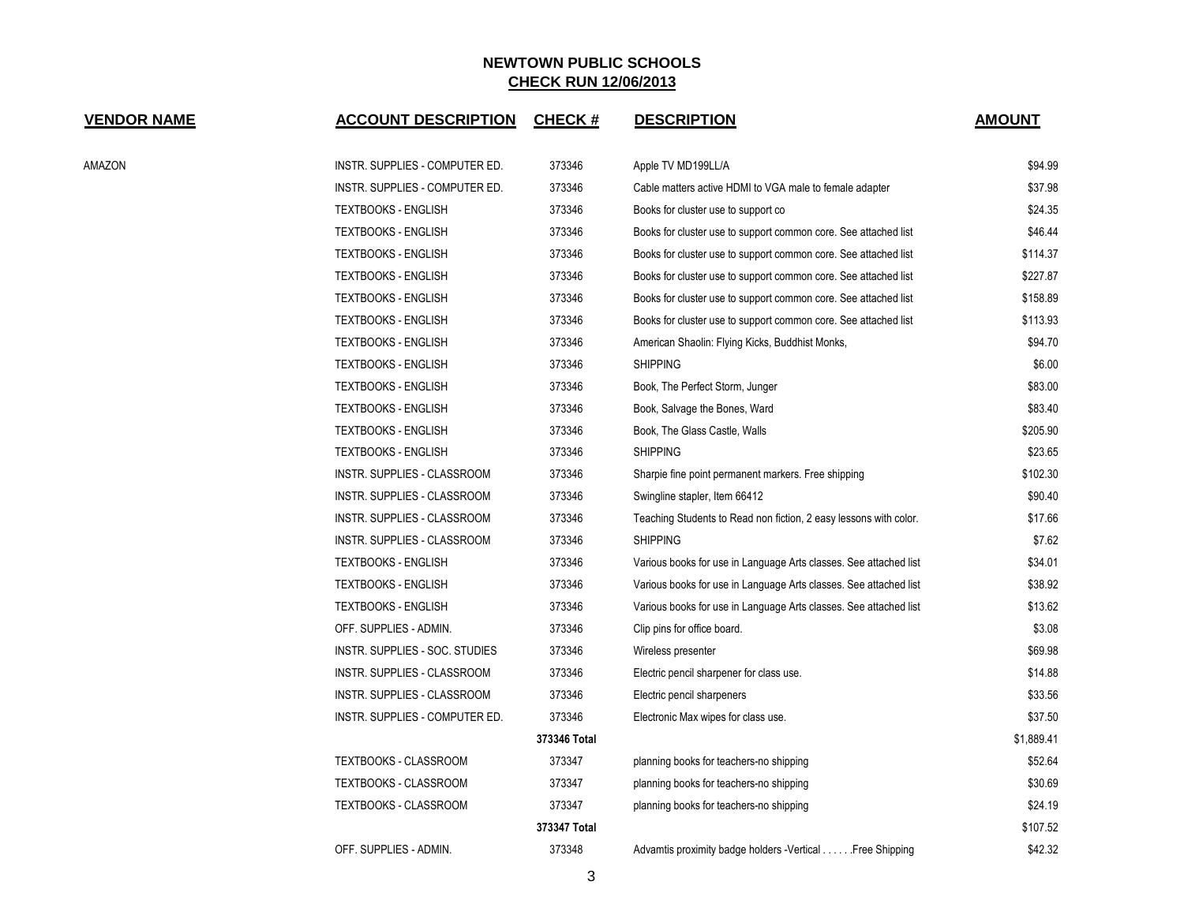## NEWTOWN PUBLIC SCHOOLS
## CHECK RUN 12/06/2013

| VENDOR NAME | ACCOUNT DESCRIPTION | CHECK # | DESCRIPTION | AMOUNT |
|---|---|---|---|---|
| AMAZON | INSTR. SUPPLIES - COMPUTER ED. | 373346 | Apple TV MD199LL/A | $94.99 |
| | INSTR. SUPPLIES - COMPUTER ED. | 373346 | Cable matters active HDMI to VGA male to female adapter | $37.98 |
| | TEXTBOOKS - ENGLISH | 373346 | Books for cluster use to support co | $24.35 |
| | TEXTBOOKS - ENGLISH | 373346 | Books for cluster use to support common core. See attached list | $46.44 |
| | TEXTBOOKS - ENGLISH | 373346 | Books for cluster use to support common core. See attached list | $114.37 |
| | TEXTBOOKS - ENGLISH | 373346 | Books for cluster use to support common core. See attached list | $227.87 |
| | TEXTBOOKS - ENGLISH | 373346 | Books for cluster use to support common core. See attached list | $158.89 |
| | TEXTBOOKS - ENGLISH | 373346 | Books for cluster use to support common core. See attached list | $113.93 |
| | TEXTBOOKS - ENGLISH | 373346 | American Shaolin: Flying Kicks, Buddhist Monks, | $94.70 |
| | TEXTBOOKS - ENGLISH | 373346 | SHIPPING | $6.00 |
| | TEXTBOOKS - ENGLISH | 373346 | Book, The Perfect Storm, Junger | $83.00 |
| | TEXTBOOKS - ENGLISH | 373346 | Book, Salvage the Bones, Ward | $83.40 |
| | TEXTBOOKS - ENGLISH | 373346 | Book, The Glass Castle, Walls | $205.90 |
| | TEXTBOOKS - ENGLISH | 373346 | SHIPPING | $23.65 |
| | INSTR. SUPPLIES - CLASSROOM | 373346 | Sharpie fine point permanent markers. Free shipping | $102.30 |
| | INSTR. SUPPLIES - CLASSROOM | 373346 | Swingline stapler, Item 66412 | $90.40 |
| | INSTR. SUPPLIES - CLASSROOM | 373346 | Teaching Students to Read non fiction, 2 easy lessons with color. | $17.66 |
| | INSTR. SUPPLIES - CLASSROOM | 373346 | SHIPPING | $7.62 |
| | TEXTBOOKS - ENGLISH | 373346 | Various books for use in Language Arts classes. See attached list | $34.01 |
| | TEXTBOOKS - ENGLISH | 373346 | Various books for use in Language Arts classes. See attached list | $38.92 |
| | TEXTBOOKS - ENGLISH | 373346 | Various books for use in Language Arts classes. See attached list | $13.62 |
| | OFF. SUPPLIES - ADMIN. | 373346 | Clip pins for office board. | $3.08 |
| | INSTR. SUPPLIES - SOC. STUDIES | 373346 | Wireless presenter | $69.98 |
| | INSTR. SUPPLIES - CLASSROOM | 373346 | Electric pencil sharpener for class use. | $14.88 |
| | INSTR. SUPPLIES - CLASSROOM | 373346 | Electric pencil sharpeners | $33.56 |
| | INSTR. SUPPLIES - COMPUTER ED. | 373346 | Electronic Max wipes for class use. | $37.50 |
| | | 373346 Total | | $1,889.41 |
| | TEXTBOOKS - CLASSROOM | 373347 | planning books for teachers-no shipping | $52.64 |
| | TEXTBOOKS - CLASSROOM | 373347 | planning books for teachers-no shipping | $30.69 |
| | TEXTBOOKS - CLASSROOM | 373347 | planning books for teachers-no shipping | $24.19 |
| | | 373347 Total | | $107.52 |
| | OFF. SUPPLIES - ADMIN. | 373348 | Advamtis proximity badge holders -Vertical . . . . . .Free Shipping | $42.32 |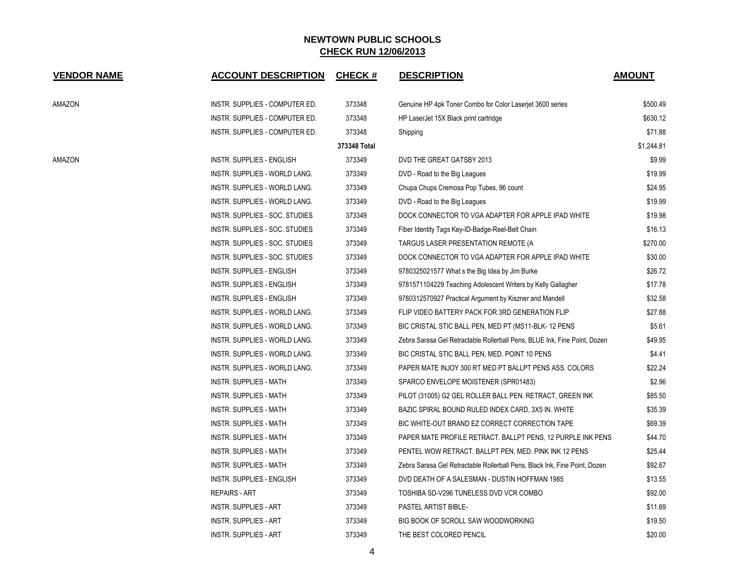## NEWTOWN PUBLIC SCHOOLS
## CHECK RUN 12/06/2013

| VENDOR NAME | ACCOUNT DESCRIPTION | CHECK # | DESCRIPTION | AMOUNT |
|---|---|---|---|---|
| AMAZON | INSTR. SUPPLIES - COMPUTER ED. | 373348 | Genuine HP 4pk Toner Combo for Color Laserjet 3600 series | $500.49 |
| | INSTR. SUPPLIES - COMPUTER ED. | 373348 | HP LaserJet 15X Black print cartridge | $630.12 |
| | INSTR. SUPPLIES - COMPUTER ED. | 373348 | Shipping | $71.88 |
| | | **373348 Total** | | $1,244.81 |
| AMAZON | INSTR. SUPPLIES - ENGLISH | 373349 | DVD THE GREAT GATSBY 2013 | $9.99 |
| | INSTR. SUPPLIES - WORLD LANG. | 373349 | DVD - Road to the Big Leagues | $19.99 |
| | INSTR. SUPPLIES - WORLD LANG. | 373349 | Chupa Chups Cremosa Pop Tubes, 96 count | $24.95 |
| | INSTR. SUPPLIES - WORLD LANG. | 373349 | DVD - Road to the Big Leagues | $19.99 |
| | INSTR. SUPPLIES - SOC. STUDIES | 373349 | DOCK CONNECTOR TO VGA ADAPTER FOR APPLE IPAD WHITE | $19.98 |
| | INSTR. SUPPLIES - SOC. STUDIES | 373349 | Fiber Identity Tags Key-ID-Badge-Reel-Belt Chain | $16.13 |
| | INSTR. SUPPLIES - SOC. STUDIES | 373349 | TARGUS LASER PRESENTATION REMOTE (A | $270.00 |
| | INSTR. SUPPLIES - SOC. STUDIES | 373349 | DOCK CONNECTOR TO VGA ADAPTER FOR APPLE IPAD WHITE | $30.00 |
| | INSTR. SUPPLIES - ENGLISH | 373349 | 9780325021577 What s the Big Idea by Jim Burke | $26.72 |
| | INSTR. SUPPLIES - ENGLISH | 373349 | 9781571104229 Teaching Adolescent Writers by Kelly Gallagher | $17.78 |
| | INSTR. SUPPLIES - ENGLISH | 373349 | 9780312570927 Practical Argument by Kiszner and Mandell | $32.58 |
| | INSTR. SUPPLIES - WORLD LANG. | 373349 | FLIP VIDEO BATTERY PACK FOR 3RD GENERATION FLIP | $27.88 |
| | INSTR. SUPPLIES - WORLD LANG. | 373349 | BIC CRISTAL STIC BALL PEN, MED PT (MS11-BLK- 12 PENS | $5.61 |
| | INSTR. SUPPLIES - WORLD LANG. | 373349 | Zebra Sarasa Gel Retractable Rollerball Pens, BLUE Ink, Fine Point, Dozen | $49.95 |
| | INSTR. SUPPLIES - WORLD LANG. | 373349 | BIC CRISTAL STIC BALL PEN, MED. POINT 10 PENS | $4.41 |
| | INSTR. SUPPLIES - WORLD LANG. | 373349 | PAPER MATE INJOY 300 RT MED PT BALLPT PENS ASS. COLORS | $22.24 |
| | INSTR. SUPPLIES - MATH | 373349 | SPARCO ENVELOPE MOISTENER (SPR01483) | $2.96 |
| | INSTR. SUPPLIES - MATH | 373349 | PILOT (31005) G2 GEL ROLLER BALL PEN. RETRACT, GREEN INK | $85.50 |
| | INSTR. SUPPLIES - MATH | 373349 | BAZIC SPIRAL BOUND RULED INDEX CARD, 3X5 IN. WHITE | $35.39 |
| | INSTR. SUPPLIES - MATH | 373349 | BIC WHITE-OUT BRAND EZ CORRECT CORRECTION TAPE | $69.39 |
| | INSTR. SUPPLIES - MATH | 373349 | PAPER MATE PROFILE RETRACT. BALLPT PENS, 12 PURPLE INK PENS | $44.70 |
| | INSTR. SUPPLIES - MATH | 373349 | PENTEL WOW RETRACT. BALLPT PEN, MED. PINK INK 12 PENS | $25.44 |
| | INSTR. SUPPLIES - MATH | 373349 | Zebra Sarasa Gel Retractable Rollerball Pens, Black Ink, Fine Point, Dozen | $92.67 |
| | INSTR. SUPPLIES - ENGLISH | 373349 | DVD DEATH OF A SALESMAN - DUSTIN HOFFMAN 1985 | $13.55 |
| | REPAIRS - ART | 373349 | TOSHIBA SD-V296 TUNELESS DVD VCR COMBO | $92.00 |
| | INSTR. SUPPLIES - ART | 373349 | PASTEL ARTIST BIBLE- | $11.69 |
| | INSTR. SUPPLIES - ART | 373349 | BIG BOOK OF SCROLL SAW WOODWORKING | $19.50 |
| | INSTR. SUPPLIES - ART | 373349 | THE BEST COLORED PENCIL | $20.00 |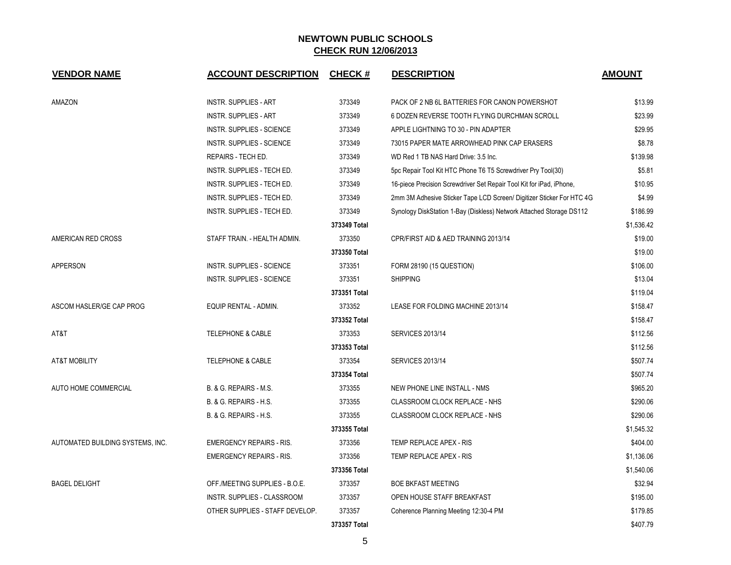# NEWTOWN PUBLIC SCHOOLS

## CHECK RUN 12/06/2013

| VENDOR NAME | ACCOUNT DESCRIPTION | CHECK # | DESCRIPTION | AMOUNT |
|---|---|---|---|---|
| AMAZON | INSTR. SUPPLIES - ART | 373349 | PACK OF 2 NB 6L BATTERIES FOR CANON POWERSHOT | $13.99 |
| | INSTR. SUPPLIES - ART | 373349 | 6 DOZEN REVERSE TOOTH FLYING DURCHMAN SCROLL | $23.99 |
| | INSTR. SUPPLIES - SCIENCE | 373349 | APPLE LIGHTNING TO 30 - PIN ADAPTER | $29.95 |
| | INSTR. SUPPLIES - SCIENCE | 373349 | 73015 PAPER MATE ARROWHEAD PINK CAP ERASERS | $8.78 |
| | REPAIRS - TECH ED. | 373349 | WD Red 1 TB NAS Hard Drive: 3.5 Inc. | $139.98 |
| | INSTR. SUPPLIES - TECH ED. | 373349 | 5pc Repair Tool Kit HTC Phone T6 T5 Screwdriver Pry Tool(30) | $5.81 |
| | INSTR. SUPPLIES - TECH ED. | 373349 | 16-piece Precision Screwdriver Set Repair Tool Kit for iPad, iPhone, | $10.95 |
| | INSTR. SUPPLIES - TECH ED. | 373349 | 2mm 3M Adhesive Sticker Tape LCD Screen/ Digitizer Sticker For HTC 4G | $4.99 |
| | INSTR. SUPPLIES - TECH ED. | 373349 | Synology DiskStation 1-Bay (Diskless) Network Attached Storage DS112 | $186.99 |
| | | 373349 Total | | $1,536.42 |
| AMERICAN RED CROSS | STAFF TRAIN. - HEALTH ADMIN. | 373350 | CPR/FIRST AID & AED TRAINING 2013/14 | $19.00 |
| | | 373350 Total | | $19.00 |
| APPERSON | INSTR. SUPPLIES - SCIENCE | 373351 | FORM 28190 (15 QUESTION) | $106.00 |
| | INSTR. SUPPLIES - SCIENCE | 373351 | SHIPPING | $13.04 |
| | | 373351 Total | | $119.04 |
| ASCOM HASLER/GE CAP PROG | EQUIP RENTAL - ADMIN. | 373352 | LEASE FOR FOLDING MACHINE 2013/14 | $158.47 |
| | | 373352 Total | | $158.47 |
| AT&T | TELEPHONE & CABLE | 373353 | SERVICES 2013/14 | $112.56 |
| | | 373353 Total | | $112.56 |
| AT&T MOBILITY | TELEPHONE & CABLE | 373354 | SERVICES 2013/14 | $507.74 |
| | | 373354 Total | | $507.74 |
| AUTO HOME COMMERCIAL | B. & G. REPAIRS - M.S. | 373355 | NEW PHONE LINE INSTALL - NMS | $965.20 |
| | B. & G. REPAIRS - H.S. | 373355 | CLASSROOM CLOCK REPLACE - NHS | $290.06 |
| | B. & G. REPAIRS - H.S. | 373355 | CLASSROOM CLOCK REPLACE - NHS | $290.06 |
| | | 373355 Total | | $1,545.32 |
| AUTOMATED BUILDING SYSTEMS, INC. | EMERGENCY REPAIRS - RIS. | 373356 | TEMP REPLACE APEX - RIS | $404.00 |
| | EMERGENCY REPAIRS - RIS. | 373356 | TEMP REPLACE APEX - RIS | $1,136.06 |
| | | 373356 Total | | $1,540.06 |
| BAGEL DELIGHT | OFF./MEETING SUPPLIES - B.O.E. | 373357 | BOE BKFAST MEETING | $32.94 |
| | INSTR. SUPPLIES - CLASSROOM | 373357 | OPEN HOUSE STAFF BREAKFAST | $195.00 |
| | OTHER SUPPLIES - STAFF DEVELOP. | 373357 | Coherence Planning Meeting 12:30-4 PM | $179.85 |
| | | 373357 Total | | $407.79 |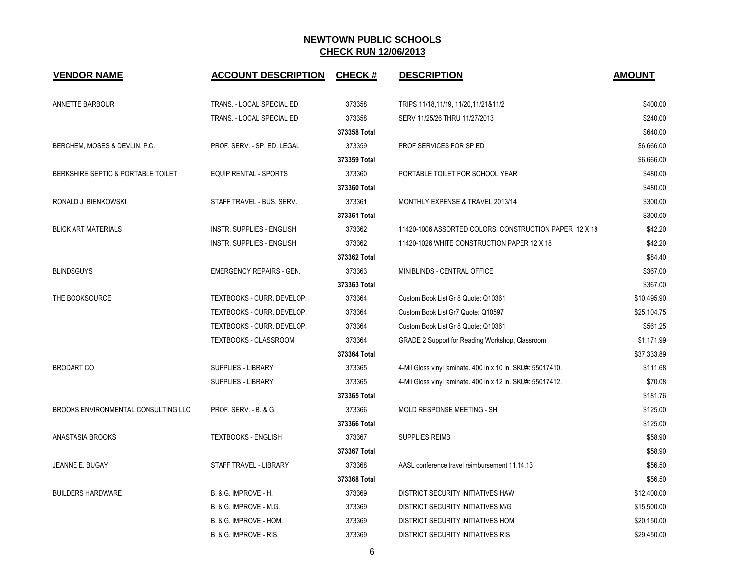# NEWTOWN PUBLIC SCHOOLS

## CHECK RUN 12/06/2013

| VENDOR NAME | ACCOUNT DESCRIPTION | CHECK # | DESCRIPTION | AMOUNT |
|---|---|---|---|---|
| ANNETTE BARBOUR | TRANS. - LOCAL SPECIAL ED | 373358 | TRIPS 11/18,11/19, 11/20,11/21&11/2 | $400.00 |
| | TRANS. - LOCAL SPECIAL ED | 373358 | SERV 11/25/26 THRU 11/27/2013 | $240.00 |
| | | 373358 Total | | $640.00 |
| BERCHEM, MOSES & DEVLIN, P.C. | PROF. SERV. - SP. ED. LEGAL | 373359 | PROF SERVICES FOR SP ED | $6,666.00 |
| | | 373359 Total | | $6,666.00 |
| BERKSHIRE SEPTIC & PORTABLE TOILET | EQUIP RENTAL - SPORTS | 373360 | PORTABLE TOILET FOR SCHOOL YEAR | $480.00 |
| | | 373360 Total | | $480.00 |
| RONALD J. BIENKOWSKI | STAFF TRAVEL - BUS. SERV. | 373361 | MONTHLY EXPENSE & TRAVEL 2013/14 | $300.00 |
| | | 373361 Total | | $300.00 |
| BLICK ART MATERIALS | INSTR. SUPPLIES - ENGLISH | 373362 | 11420-1006 ASSORTED COLORS CONSTRUCTION PAPER 12 X 18 | $42.20 |
| | INSTR. SUPPLIES - ENGLISH | 373362 | 11420-1026 WHITE CONSTRUCTION PAPER 12 X 18 | $42.20 |
| | | 373362 Total | | $84.40 |
| BLINDSGUYS | EMERGENCY REPAIRS - GEN. | 373363 | MINIBLINDS - CENTRAL OFFICE | $367.00 |
| | | 373363 Total | | $367.00 |
| THE BOOKSOURCE | TEXTBOOKS - CURR. DEVELOP. | 373364 | Custom Book List Gr 8 Quote: Q10361 | $10,495.90 |
| | TEXTBOOKS - CURR. DEVELOP. | 373364 | Custom Book List Gr7 Quote: Q10597 | $25,104.75 |
| | TEXTBOOKS - CURR. DEVELOP. | 373364 | Custom Book List Gr 8 Quote: Q10361 | $561.25 |
| | TEXTBOOKS - CLASSROOM | 373364 | GRADE 2 Support for Reading Workshop, Classroom | $1,171.99 |
| | | 373364 Total | | $37,333.89 |
| BRODART CO | SUPPLIES - LIBRARY | 373365 | 4-Mil Gloss vinyl laminate. 400 in x 10 in. SKU#: 55017410. | $111.68 |
| | SUPPLIES - LIBRARY | 373365 | 4-Mil Gloss vinyl laminate. 400 in x 12 in. SKU#: 55017412. | $70.08 |
| | | 373365 Total | | $181.76 |
| BROOKS ENVIRONMENTAL CONSULTING LLC | PROF. SERV. - B. & G. | 373366 | MOLD RESPONSE MEETING - SH | $125.00 |
| | | 373366 Total | | $125.00 |
| ANASTASIA BROOKS | TEXTBOOKS - ENGLISH | 373367 | SUPPLIES REIMB | $58.90 |
| | | 373367 Total | | $58.90 |
| JEANNE E. BUGAY | STAFF TRAVEL - LIBRARY | 373368 | AASL conference travel reimbursement 11.14.13 | $56.50 |
| | | 373368 Total | | $56.50 |
| BUILDERS HARDWARE | B. & G. IMPROVE - H. | 373369 | DISTRICT SECURITY INITIATIVES HAW | $12,400.00 |
| | B. & G. IMPROVE - M.G. | 373369 | DISTRICT SECURITY INITIATIVES M/G | $15,500.00 |
| | B. & G. IMPROVE - HOM. | 373369 | DISTRICT SECURITY INITIATIVES HOM | $20,150.00 |
| | B. & G. IMPROVE - RIS. | 373369 | DISTRICT SECURITY INITIATIVES RIS | $29,450.00 |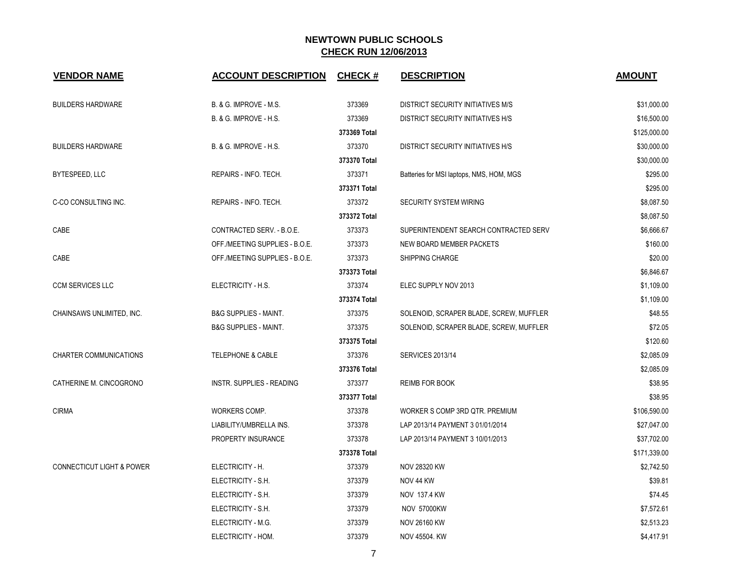# NEWTOWN PUBLIC SCHOOLS

## CHECK RUN 12/06/2013

| VENDOR NAME | ACCOUNT DESCRIPTION | CHECK # | DESCRIPTION | AMOUNT |
|---|---|---|---|---|
| BUILDERS HARDWARE | B. & G. IMPROVE - M.S. | 373369 | DISTRICT SECURITY INITIATIVES M/S | $31,000.00 |
| | B. & G. IMPROVE - H.S. | 373369 | DISTRICT SECURITY INITIATIVES H/S | $16,500.00 |
| | | 373369 Total | | $125,000.00 |
| BUILDERS HARDWARE | B. & G. IMPROVE - H.S. | 373370 | DISTRICT SECURITY INITIATIVES H/S | $30,000.00 |
| | | 373370 Total | | $30,000.00 |
| BYTESPEED, LLC | REPAIRS - INFO. TECH. | 373371 | Batteries for MSI laptops, NMS, HOM, MGS | $295.00 |
| | | 373371 Total | | $295.00 |
| C-CO CONSULTING INC. | REPAIRS - INFO. TECH. | 373372 | SECURITY SYSTEM WIRING | $8,087.50 |
| | | 373372 Total | | $8,087.50 |
| CABE | CONTRACTED SERV. - B.O.E. | 373373 | SUPERINTENDENT SEARCH CONTRACTED SERV | $6,666.67 |
| | OFF./MEETING SUPPLIES - B.O.E. | 373373 | NEW BOARD MEMBER PACKETS | $160.00 |
| CABE | OFF./MEETING SUPPLIES - B.O.E. | 373373 | SHIPPING CHARGE | $20.00 |
| | | 373373 Total | | $6,846.67 |
| CCM SERVICES LLC | ELECTRICITY - H.S. | 373374 | ELEC SUPPLY NOV 2013 | $1,109.00 |
| | | 373374 Total | | $1,109.00 |
| CHAINSAWS UNLIMITED, INC. | B&G SUPPLIES - MAINT. | 373375 | SOLENOID, SCRAPER BLADE, SCREW, MUFFLER | $48.55 |
| | B&G SUPPLIES - MAINT. | 373375 | SOLENOID, SCRAPER BLADE, SCREW, MUFFLER | $72.05 |
| | | 373375 Total | | $120.60 |
| CHARTER COMMUNICATIONS | TELEPHONE & CABLE | 373376 | SERVICES 2013/14 | $2,085.09 |
| | | 373376 Total | | $2,085.09 |
| CATHERINE M. CINCOGRONO | INSTR. SUPPLIES - READING | 373377 | REIMB FOR BOOK | $38.95 |
| | | 373377 Total | | $38.95 |
| CIRMA | WORKERS COMP. | 373378 | WORKER S COMP 3RD QTR. PREMIUM | $106,590.00 |
| | LIABILITY/UMBRELLA INS. | 373378 | LAP 2013/14 PAYMENT 3 01/01/2014 | $27,047.00 |
| | PROPERTY INSURANCE | 373378 | LAP 2013/14 PAYMENT 3 10/01/2013 | $37,702.00 |
| | | 373378 Total | | $171,339.00 |
| CONNECTICUT LIGHT & POWER | ELECTRICITY - H. | 373379 | NOV 28320 KW | $2,742.50 |
| | ELECTRICITY - S.H. | 373379 | NOV 44 KW | $39.81 |
| | ELECTRICITY - S.H. | 373379 | NOV 137.4 KW | $74.45 |
| | ELECTRICITY - S.H. | 373379 | NOV 57000KW | $7,572.61 |
| | ELECTRICITY - M.G. | 373379 | NOV 26160 KW | $2,513.23 |
| | ELECTRICITY - HOM. | 373379 | NOV 45504. KW | $4,417.91 |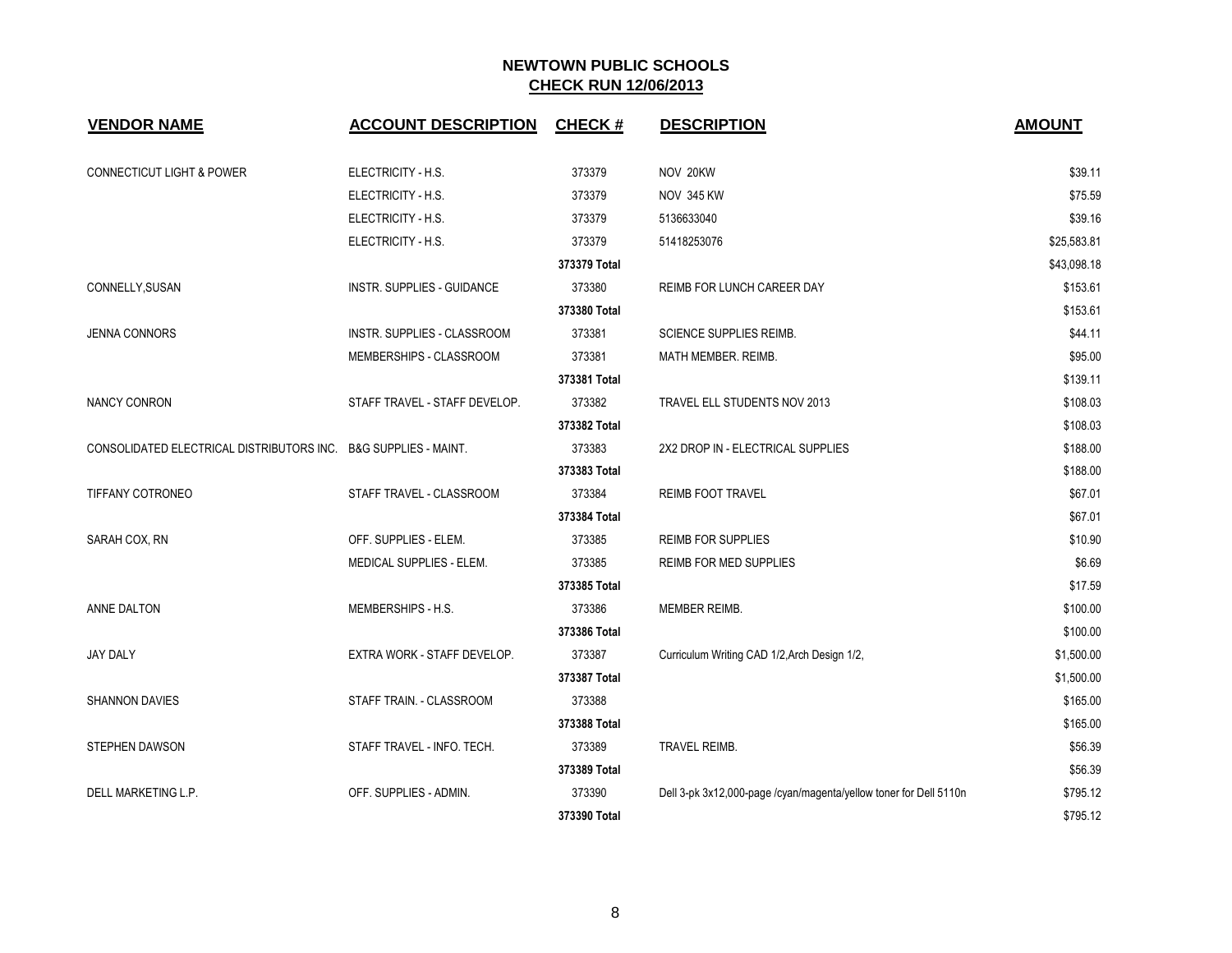# NEWTOWN PUBLIC SCHOOLS

## CHECK RUN 12/06/2013

| VENDOR NAME | ACCOUNT DESCRIPTION | CHECK # | DESCRIPTION | AMOUNT |
|---|---|---|---|---|
| CONNECTICUT LIGHT & POWER | ELECTRICITY - H.S. | 373379 | NOV 20KW | $39.11 |
| | ELECTRICITY - H.S. | 373379 | NOV 345 KW | $75.59 |
| | ELECTRICITY - H.S. | 373379 | 5136633040 | $39.16 |
| | ELECTRICITY - H.S. | 373379 | 51418253076 | $25,583.81 |
| | | **373379 Total** | | $43,098.18 |
| CONNELLY,SUSAN | INSTR. SUPPLIES - GUIDANCE | 373380 | REIMB FOR LUNCH CAREER DAY | $153.61 |
| | | **373380 Total** | | $153.61 |
| JENNA CONNORS | INSTR. SUPPLIES - CLASSROOM | 373381 | SCIENCE SUPPLIES REIMB. | $44.11 |
| | MEMBERSHIPS - CLASSROOM | 373381 | MATH MEMBER. REIMB. | $95.00 |
| | | **373381 Total** | | $139.11 |
| NANCY CONRON | STAFF TRAVEL - STAFF DEVELOP. | 373382 | TRAVEL ELL STUDENTS NOV 2013 | $108.03 |
| | | **373382 Total** | | $108.03 |
| CONSOLIDATED ELECTRICAL DISTRIBUTORS INC. | B&G SUPPLIES - MAINT. | 373383 | 2X2 DROP IN - ELECTRICAL SUPPLIES | $188.00 |
| | | **373383 Total** | | $188.00 |
| TIFFANY COTRONEO | STAFF TRAVEL - CLASSROOM | 373384 | REIMB FOOT TRAVEL | $67.01 |
| | | **373384 Total** | | $67.01 |
| SARAH COX, RN | OFF. SUPPLIES - ELEM. | 373385 | REIMB FOR SUPPLIES | $10.90 |
| | MEDICAL SUPPLIES - ELEM. | 373385 | REIMB FOR MED SUPPLIES | $6.69 |
| | | **373385 Total** | | $17.59 |
| ANNE DALTON | MEMBERSHIPS - H.S. | 373386 | MEMBER REIMB. | $100.00 |
| | | **373386 Total** | | $100.00 |
| JAY DALY | EXTRA WORK - STAFF DEVELOP. | 373387 | Curriculum Writing CAD 1/2,Arch Design 1/2, | $1,500.00 |
| | | **373387 Total** | | $1,500.00 |
| SHANNON DAVIES | STAFF TRAIN. - CLASSROOM | 373388 | | $165.00 |
| | | **373388 Total** | | $165.00 |
| STEPHEN DAWSON | STAFF TRAVEL - INFO. TECH. | 373389 | TRAVEL REIMB. | $56.39 |
| | | **373389 Total** | | $56.39 |
| DELL MARKETING L.P. | OFF. SUPPLIES - ADMIN. | 373390 | Dell 3-pk 3x12,000-page /cyan/magenta/yellow toner for Dell 5110n | $795.12 |
| | | **373390 Total** | | $795.12 |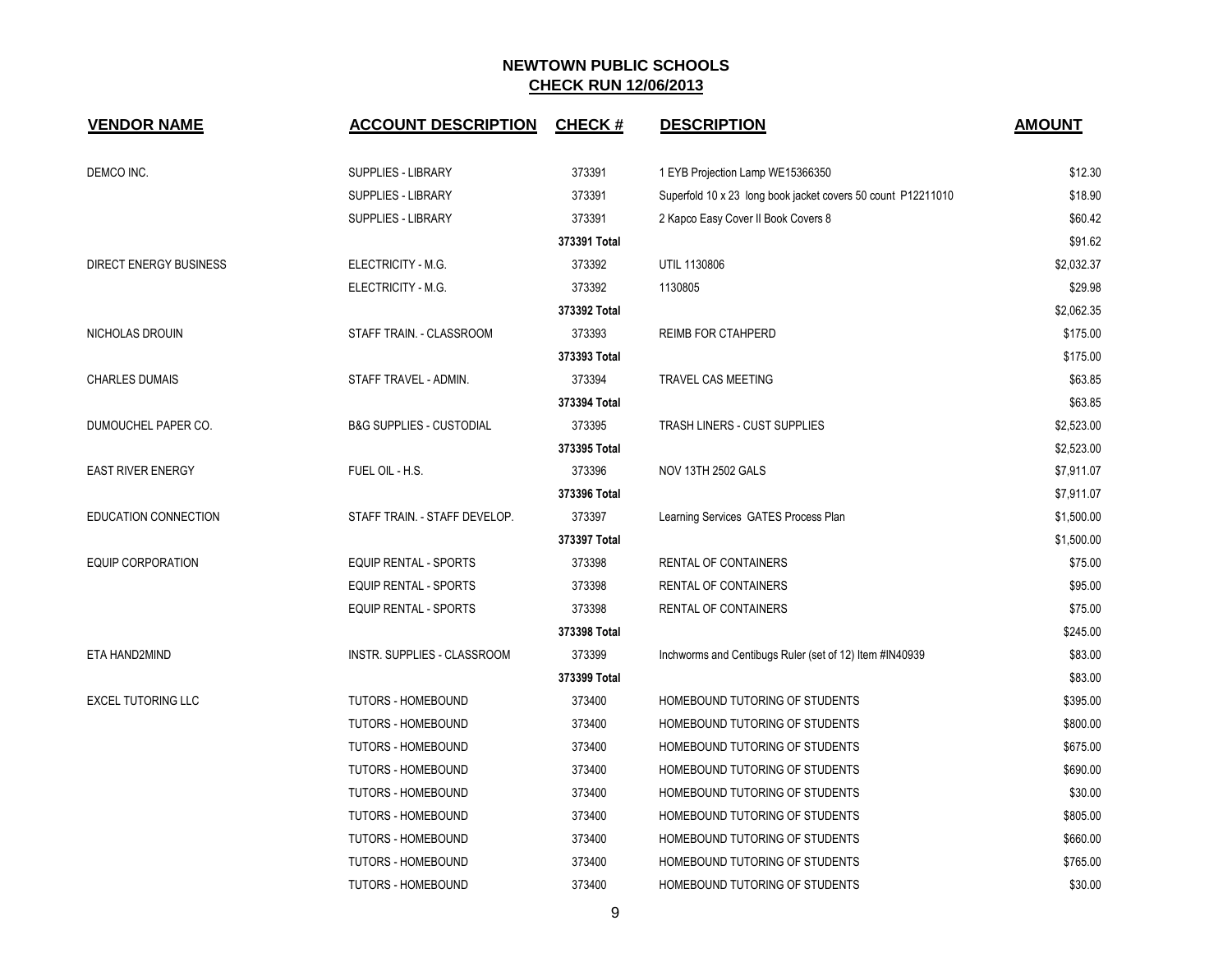**NEWTOWN PUBLIC SCHOOLS**
**CHECK RUN 12/06/2013**

| VENDOR NAME | ACCOUNT DESCRIPTION | CHECK # | DESCRIPTION | AMOUNT |
|---|---|---|---|---|
| DEMCO INC. | SUPPLIES - LIBRARY | 373391 | 1 EYB Projection Lamp WE15366350 | $12.30 |
| | SUPPLIES - LIBRARY | 373391 | Superfold 10 x 23 long book jacket covers 50 count P12211010 | $18.90 |
| | SUPPLIES - LIBRARY | 373391 | 2 Kapco Easy Cover II Book Covers 8 | $60.42 |
| | | **373391 Total** | | $91.62 |
| DIRECT ENERGY BUSINESS | ELECTRICITY - M.G. | 373392 | UTIL 1130806 | $2,032.37 |
| | ELECTRICITY - M.G. | 373392 | 1130805 | $29.98 |
| | | **373392 Total** | | $2,062.35 |
| NICHOLAS DROUIN | STAFF TRAIN. - CLASSROOM | 373393 | REIMB FOR CTAHPERD | $175.00 |
| | | **373393 Total** | | $175.00 |
| CHARLES DUMAIS | STAFF TRAVEL - ADMIN. | 373394 | TRAVEL CAS MEETING | $63.85 |
| | | **373394 Total** | | $63.85 |
| DUMOUCHEL PAPER CO. | B&G SUPPLIES - CUSTODIAL | 373395 | TRASH LINERS - CUST SUPPLIES | $2,523.00 |
| | | **373395 Total** | | $2,523.00 |
| EAST RIVER ENERGY | FUEL OIL - H.S. | 373396 | NOV 13TH 2502 GALS | $7,911.07 |
| | | **373396 Total** | | $7,911.07 |
| EDUCATION CONNECTION | STAFF TRAIN. - STAFF DEVELOP. | 373397 | Learning Services GATES Process Plan | $1,500.00 |
| | | **373397 Total** | | $1,500.00 |
| EQUIP CORPORATION | EQUIP RENTAL - SPORTS | 373398 | RENTAL OF CONTAINERS | $75.00 |
| | EQUIP RENTAL - SPORTS | 373398 | RENTAL OF CONTAINERS | $95.00 |
| | EQUIP RENTAL - SPORTS | 373398 | RENTAL OF CONTAINERS | $75.00 |
| | | **373398 Total** | | $245.00 |
| ETA HAND2MIND | INSTR. SUPPLIES - CLASSROOM | 373399 | Inchworms and Centibugs Ruler (set of 12) Item #IN40939 | $83.00 |
| | | **373399 Total** | | $83.00 |
| EXCEL TUTORING LLC | TUTORS - HOMEBOUND | 373400 | HOMEBOUND TUTORING OF STUDENTS | $395.00 |
| | TUTORS - HOMEBOUND | 373400 | HOMEBOUND TUTORING OF STUDENTS | $800.00 |
| | TUTORS - HOMEBOUND | 373400 | HOMEBOUND TUTORING OF STUDENTS | $675.00 |
| | TUTORS - HOMEBOUND | 373400 | HOMEBOUND TUTORING OF STUDENTS | $690.00 |
| | TUTORS - HOMEBOUND | 373400 | HOMEBOUND TUTORING OF STUDENTS | $30.00 |
| | TUTORS - HOMEBOUND | 373400 | HOMEBOUND TUTORING OF STUDENTS | $805.00 |
| | TUTORS - HOMEBOUND | 373400 | HOMEBOUND TUTORING OF STUDENTS | $660.00 |
| | TUTORS - HOMEBOUND | 373400 | HOMEBOUND TUTORING OF STUDENTS | $765.00 |
| | TUTORS - HOMEBOUND | 373400 | HOMEBOUND TUTORING OF STUDENTS | $30.00 |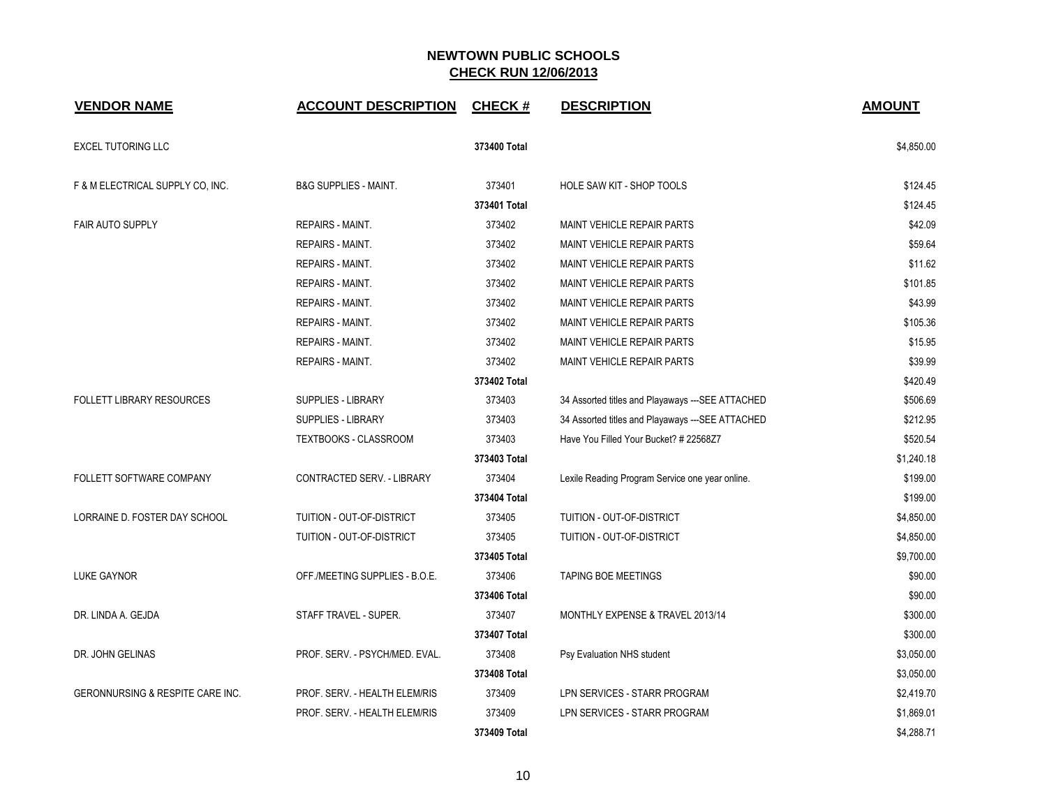# NEWTOWN PUBLIC SCHOOLS

## CHECK RUN 12/06/2013

| VENDOR NAME | ACCOUNT DESCRIPTION | CHECK # | DESCRIPTION | AMOUNT |
|---|---|---|---|---|
| EXCEL TUTORING LLC | | 373400 Total | | $4,850.00 |
| F & M ELECTRICAL SUPPLY CO, INC. | B&G SUPPLIES - MAINT. | 373401 | HOLE SAW KIT - SHOP TOOLS | $124.45 |
| | | 373401 Total | | $124.45 |
| FAIR AUTO SUPPLY | REPAIRS - MAINT. | 373402 | MAINT VEHICLE REPAIR PARTS | $42.09 |
| | REPAIRS - MAINT. | 373402 | MAINT VEHICLE REPAIR PARTS | $59.64 |
| | REPAIRS - MAINT. | 373402 | MAINT VEHICLE REPAIR PARTS | $11.62 |
| | REPAIRS - MAINT. | 373402 | MAINT VEHICLE REPAIR PARTS | $101.85 |
| | REPAIRS - MAINT. | 373402 | MAINT VEHICLE REPAIR PARTS | $43.99 |
| | REPAIRS - MAINT. | 373402 | MAINT VEHICLE REPAIR PARTS | $105.36 |
| | REPAIRS - MAINT. | 373402 | MAINT VEHICLE REPAIR PARTS | $15.95 |
| | REPAIRS - MAINT. | 373402 | MAINT VEHICLE REPAIR PARTS | $39.99 |
| | | 373402 Total | | $420.49 |
| FOLLETT LIBRARY RESOURCES | SUPPLIES - LIBRARY | 373403 | 34 Assorted titles and Playaways ---SEE ATTACHED | $506.69 |
| | SUPPLIES - LIBRARY | 373403 | 34 Assorted titles and Playaways ---SEE ATTACHED | $212.95 |
| | TEXTBOOKS - CLASSROOM | 373403 | Have You Filled Your Bucket? # 22568Z7 | $520.54 |
| | | 373403 Total | | $1,240.18 |
| FOLLETT SOFTWARE COMPANY | CONTRACTED SERV. - LIBRARY | 373404 | Lexile Reading Program Service one year online. | $199.00 |
| | | 373404 Total | | $199.00 |
| LORRAINE D. FOSTER DAY SCHOOL | TUITION - OUT-OF-DISTRICT | 373405 | TUITION - OUT-OF-DISTRICT | $4,850.00 |
| | TUITION - OUT-OF-DISTRICT | 373405 | TUITION - OUT-OF-DISTRICT | $4,850.00 |
| | | 373405 Total | | $9,700.00 |
| LUKE GAYNOR | OFF./MEETING SUPPLIES - B.O.E. | 373406 | TAPING BOE MEETINGS | $90.00 |
| | | 373406 Total | | $90.00 |
| DR. LINDA A. GEJDA | STAFF TRAVEL - SUPER. | 373407 | MONTHLY EXPENSE & TRAVEL 2013/14 | $300.00 |
| | | 373407 Total | | $300.00 |
| DR. JOHN GELINAS | PROF. SERV. - PSYCH/MED. EVAL. | 373408 | Psy Evaluation NHS student | $3,050.00 |
| | | 373408 Total | | $3,050.00 |
| GERONNURSING & RESPITE CARE INC. | PROF. SERV. - HEALTH ELEM/RIS | 373409 | LPN SERVICES - STARR PROGRAM | $2,419.70 |
| | PROF. SERV. - HEALTH ELEM/RIS | 373409 | LPN SERVICES - STARR PROGRAM | $1,869.01 |
| | | 373409 Total | | $4,288.71 |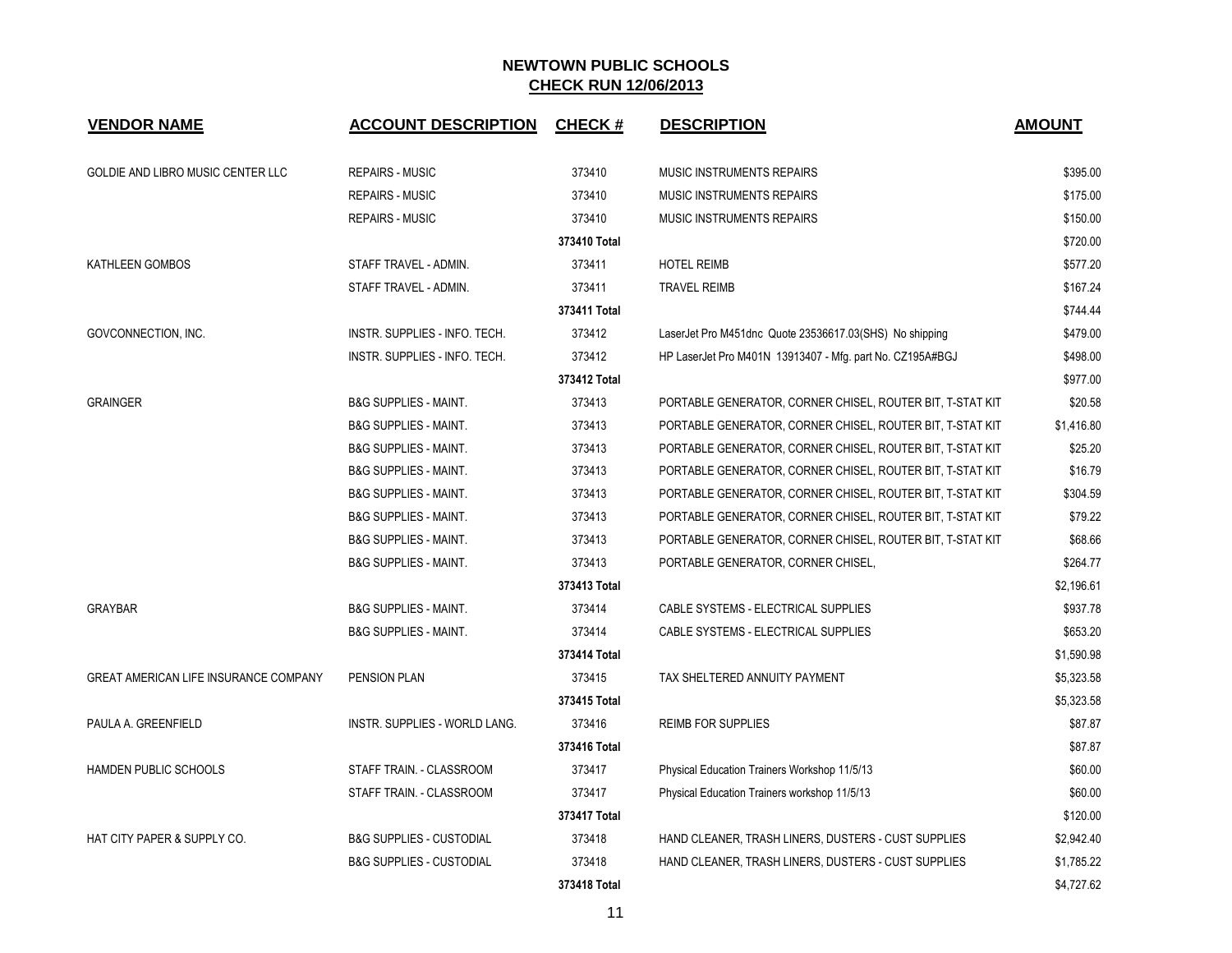# NEWTOWN PUBLIC SCHOOLS
## CHECK RUN 12/06/2013

| VENDOR NAME | ACCOUNT DESCRIPTION | CHECK # | DESCRIPTION | AMOUNT |
|---|---|---|---|---|
| GOLDIE AND LIBRO MUSIC CENTER LLC | REPAIRS - MUSIC | 373410 | MUSIC INSTRUMENTS REPAIRS | $395.00 |
| | REPAIRS - MUSIC | 373410 | MUSIC INSTRUMENTS REPAIRS | $175.00 |
| | REPAIRS - MUSIC | 373410 | MUSIC INSTRUMENTS REPAIRS | $150.00 |
| | | 373410 Total | | $720.00 |
| KATHLEEN GOMBOS | STAFF TRAVEL - ADMIN. | 373411 | HOTEL REIMB | $577.20 |
| | STAFF TRAVEL - ADMIN. | 373411 | TRAVEL REIMB | $167.24 |
| | | 373411 Total | | $744.44 |
| GOVCONNECTION, INC. | INSTR. SUPPLIES - INFO. TECH. | 373412 | LaserJet Pro M451dnc Quote 23536617.03(SHS) No shipping | $479.00 |
| | INSTR. SUPPLIES - INFO. TECH. | 373412 | HP LaserJet Pro M401N 13913407 - Mfg. part No. CZ195A#BGJ | $498.00 |
| | | 373412 Total | | $977.00 |
| GRAINGER | B&G SUPPLIES - MAINT. | 373413 | PORTABLE GENERATOR, CORNER CHISEL, ROUTER BIT, T-STAT KIT | $20.58 |
| | B&G SUPPLIES - MAINT. | 373413 | PORTABLE GENERATOR, CORNER CHISEL, ROUTER BIT, T-STAT KIT | $1,416.80 |
| | B&G SUPPLIES - MAINT. | 373413 | PORTABLE GENERATOR, CORNER CHISEL, ROUTER BIT, T-STAT KIT | $25.20 |
| | B&G SUPPLIES - MAINT. | 373413 | PORTABLE GENERATOR, CORNER CHISEL, ROUTER BIT, T-STAT KIT | $16.79 |
| | B&G SUPPLIES - MAINT. | 373413 | PORTABLE GENERATOR, CORNER CHISEL, ROUTER BIT, T-STAT KIT | $304.59 |
| | B&G SUPPLIES - MAINT. | 373413 | PORTABLE GENERATOR, CORNER CHISEL, ROUTER BIT, T-STAT KIT | $79.22 |
| | B&G SUPPLIES - MAINT. | 373413 | PORTABLE GENERATOR, CORNER CHISEL, ROUTER BIT, T-STAT KIT | $68.66 |
| | B&G SUPPLIES - MAINT. | 373413 | PORTABLE GENERATOR, CORNER CHISEL, | $264.77 |
| | | 373413 Total | | $2,196.61 |
| GRAYBAR | B&G SUPPLIES - MAINT. | 373414 | CABLE SYSTEMS - ELECTRICAL SUPPLIES | $937.78 |
| | B&G SUPPLIES - MAINT. | 373414 | CABLE SYSTEMS - ELECTRICAL SUPPLIES | $653.20 |
| | | 373414 Total | | $1,590.98 |
| GREAT AMERICAN LIFE INSURANCE COMPANY | PENSION PLAN | 373415 | TAX SHELTERED ANNUITY PAYMENT | $5,323.58 |
| | | 373415 Total | | $5,323.58 |
| PAULA A. GREENFIELD | INSTR. SUPPLIES - WORLD LANG. | 373416 | REIMB FOR SUPPLIES | $87.87 |
| | | 373416 Total | | $87.87 |
| HAMDEN PUBLIC SCHOOLS | STAFF TRAIN. - CLASSROOM | 373417 | Physical Education Trainers Workshop 11/5/13 | $60.00 |
| | STAFF TRAIN. - CLASSROOM | 373417 | Physical Education Trainers workshop 11/5/13 | $60.00 |
| | | 373417 Total | | $120.00 |
| HAT CITY PAPER & SUPPLY CO. | B&G SUPPLIES - CUSTODIAL | 373418 | HAND CLEANER, TRASH LINERS, DUSTERS - CUST SUPPLIES | $2,942.40 |
| | B&G SUPPLIES - CUSTODIAL | 373418 | HAND CLEANER, TRASH LINERS, DUSTERS - CUST SUPPLIES | $1,785.22 |
| | | 373418 Total | | $4,727.62 |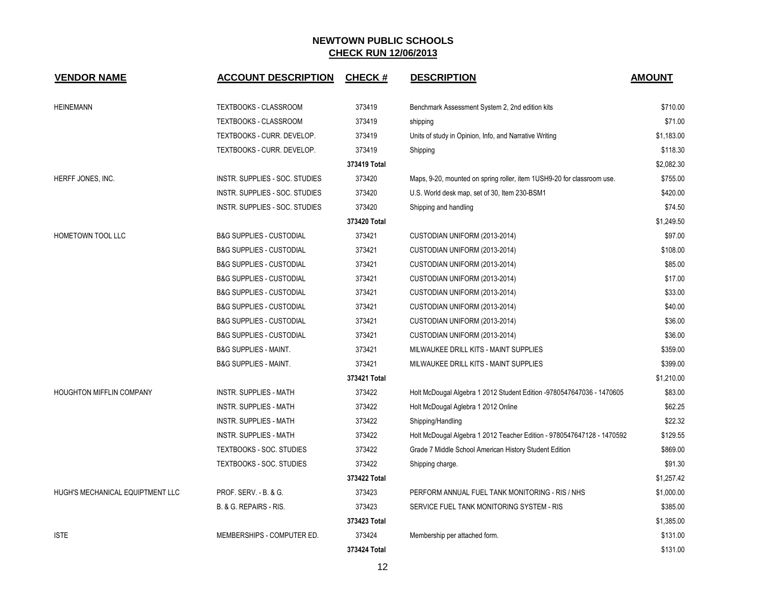# NEWTOWN PUBLIC SCHOOLS
## CHECK RUN 12/06/2013

| VENDOR NAME | ACCOUNT DESCRIPTION | CHECK # | DESCRIPTION | AMOUNT |
|---|---|---|---|---|
| HEINEMANN | TEXTBOOKS - CLASSROOM | 373419 | Benchmark Assessment System 2, 2nd edition kits | $710.00 |
| | TEXTBOOKS - CLASSROOM | 373419 | shipping | $71.00 |
| | TEXTBOOKS - CURR. DEVELOP. | 373419 | Units of study in Opinion, Info, and Narrative Writing | $1,183.00 |
| | TEXTBOOKS - CURR. DEVELOP. | 373419 | Shipping | $118.30 |
| | | 373419 Total | | $2,082.30 |
| HERFF JONES, INC. | INSTR. SUPPLIES - SOC. STUDIES | 373420 | Maps, 9-20, mounted on spring roller, item 1USH9-20 for classroom use. | $755.00 |
| | INSTR. SUPPLIES - SOC. STUDIES | 373420 | U.S. World desk map, set of 30, Item 230-BSM1 | $420.00 |
| | INSTR. SUPPLIES - SOC. STUDIES | 373420 | Shipping and handling | $74.50 |
| | | 373420 Total | | $1,249.50 |
| HOMETOWN TOOL LLC | B&G SUPPLIES - CUSTODIAL | 373421 | CUSTODIAN UNIFORM (2013-2014) | $97.00 |
| | B&G SUPPLIES - CUSTODIAL | 373421 | CUSTODIAN UNIFORM (2013-2014) | $108.00 |
| | B&G SUPPLIES - CUSTODIAL | 373421 | CUSTODIAN UNIFORM (2013-2014) | $85.00 |
| | B&G SUPPLIES - CUSTODIAL | 373421 | CUSTODIAN UNIFORM (2013-2014) | $17.00 |
| | B&G SUPPLIES - CUSTODIAL | 373421 | CUSTODIAN UNIFORM (2013-2014) | $33.00 |
| | B&G SUPPLIES - CUSTODIAL | 373421 | CUSTODIAN UNIFORM (2013-2014) | $40.00 |
| | B&G SUPPLIES - CUSTODIAL | 373421 | CUSTODIAN UNIFORM (2013-2014) | $36.00 |
| | B&G SUPPLIES - CUSTODIAL | 373421 | CUSTODIAN UNIFORM (2013-2014) | $36.00 |
| | B&G SUPPLIES - MAINT. | 373421 | MILWAUKEE DRILL KITS - MAINT SUPPLIES | $359.00 |
| | B&G SUPPLIES - MAINT. | 373421 | MILWAUKEE DRILL KITS - MAINT SUPPLIES | $399.00 |
| | | 373421 Total | | $1,210.00 |
| HOUGHTON MIFFLIN COMPANY | INSTR. SUPPLIES - MATH | 373422 | Holt McDougal Algebra 1 2012 Student Edition -9780547647036 - 1470605 | $83.00 |
| | INSTR. SUPPLIES - MATH | 373422 | Holt McDougal Aglebra 1 2012 Online | $62.25 |
| | INSTR. SUPPLIES - MATH | 373422 | Shipping/Handling | $22.32 |
| | INSTR. SUPPLIES - MATH | 373422 | Holt McDougal Algebra 1 2012 Teacher Edition - 9780547647128 - 1470592 | $129.55 |
| | TEXTBOOKS - SOC. STUDIES | 373422 | Grade 7 Middle School American History Student Edition | $869.00 |
| | TEXTBOOKS - SOC. STUDIES | 373422 | Shipping charge. | $91.30 |
| | | 373422 Total | | $1,257.42 |
| HUGH'S MECHANICAL EQUIPTMENT LLC | PROF. SERV. - B. & G. | 373423 | PERFORM ANNUAL FUEL TANK MONITORING - RIS / NHS | $1,000.00 |
| | B. & G. REPAIRS - RIS. | 373423 | SERVICE FUEL TANK MONITORING SYSTEM - RIS | $385.00 |
| | | 373423 Total | | $1,385.00 |
| ISTE | MEMBERSHIPS - COMPUTER ED. | 373424 | Membership per attached form. | $131.00 |
| | | 373424 Total | | $131.00 |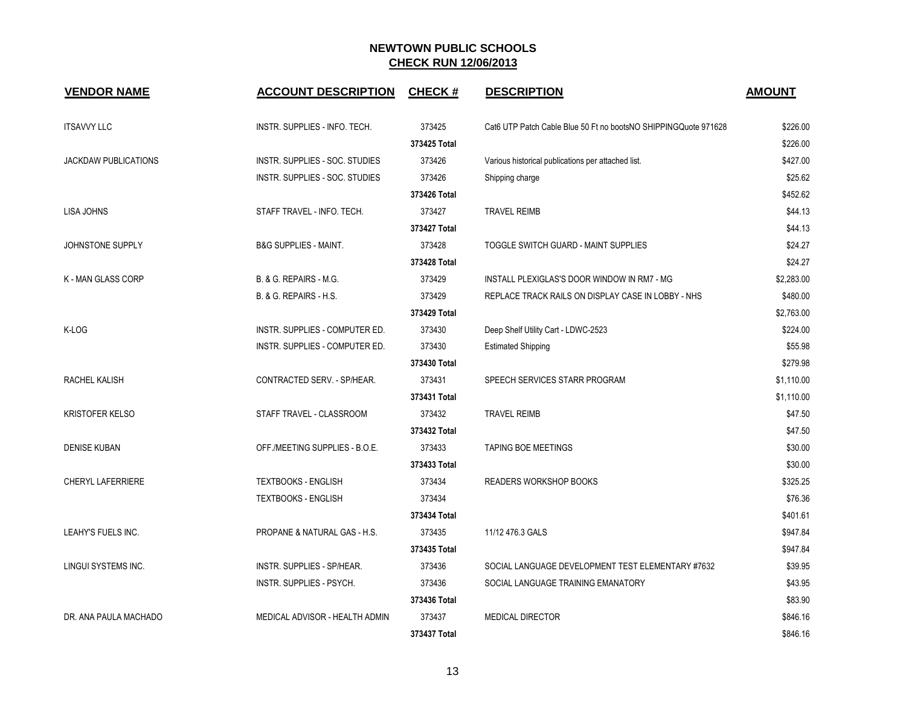# NEWTOWN PUBLIC SCHOOLS
## CHECK RUN 12/06/2013

| VENDOR NAME | ACCOUNT DESCRIPTION | CHECK # | DESCRIPTION | AMOUNT |
|---|---|---|---|---|
| ITSAVVY LLC | INSTR. SUPPLIES - INFO. TECH. | 373425 | Cat6 UTP Patch Cable Blue 50 Ft no bootsNO SHIPPINGQuote 971628 | $226.00 |
| | | 373425 Total | | $226.00 |
| JACKDAW PUBLICATIONS | INSTR. SUPPLIES - SOC. STUDIES | 373426 | Various historical publications per attached list. | $427.00 |
| | INSTR. SUPPLIES - SOC. STUDIES | 373426 | Shipping charge | $25.62 |
| | | 373426 Total | | $452.62 |
| LISA JOHNS | STAFF TRAVEL - INFO. TECH. | 373427 | TRAVEL REIMB | $44.13 |
| | | 373427 Total | | $44.13 |
| JOHNSTONE SUPPLY | B&G SUPPLIES - MAINT. | 373428 | TOGGLE SWITCH GUARD - MAINT SUPPLIES | $24.27 |
| | | 373428 Total | | $24.27 |
| K - MAN GLASS CORP | B. & G. REPAIRS - M.G. | 373429 | INSTALL PLEXIGLAS'S DOOR WINDOW IN RM7 - MG | $2,283.00 |
| | B. & G. REPAIRS - H.S. | 373429 | REPLACE TRACK RAILS ON DISPLAY CASE IN LOBBY - NHS | $480.00 |
| | | 373429 Total | | $2,763.00 |
| K-LOG | INSTR. SUPPLIES - COMPUTER ED. | 373430 | Deep Shelf Utility Cart - LDWC-2523 | $224.00 |
| | INSTR. SUPPLIES - COMPUTER ED. | 373430 | Estimated Shipping | $55.98 |
| | | 373430 Total | | $279.98 |
| RACHEL KALISH | CONTRACTED SERV. - SP/HEAR. | 373431 | SPEECH SERVICES STARR PROGRAM | $1,110.00 |
| | | 373431 Total | | $1,110.00 |
| KRISTOFER KELSO | STAFF TRAVEL - CLASSROOM | 373432 | TRAVEL REIMB | $47.50 |
| | | 373432 Total | | $47.50 |
| DENISE KUBAN | OFF./MEETING SUPPLIES - B.O.E. | 373433 | TAPING BOE MEETINGS | $30.00 |
| | | 373433 Total | | $30.00 |
| CHERYL LAFERRIERE | TEXTBOOKS - ENGLISH | 373434 | READERS WORKSHOP BOOKS | $325.25 |
| | TEXTBOOKS - ENGLISH | 373434 | | $76.36 |
| | | 373434 Total | | $401.61 |
| LEAHY'S FUELS INC. | PROPANE & NATURAL GAS - H.S. | 373435 | 11/12 476.3 GALS | $947.84 |
| | | 373435 Total | | $947.84 |
| LINGUI SYSTEMS INC. | INSTR. SUPPLIES - SP/HEAR. | 373436 | SOCIAL LANGUAGE DEVELOPMENT TEST ELEMENTARY #7632 | $39.95 |
| | INSTR. SUPPLIES - PSYCH. | 373436 | SOCIAL LANGUAGE TRAINING EMANATORY | $43.95 |
| | | 373436 Total | | $83.90 |
| DR. ANA PAULA MACHADO | MEDICAL ADVISOR - HEALTH ADMIN | 373437 | MEDICAL DIRECTOR | $846.16 |
| | | 373437 Total | | $846.16 |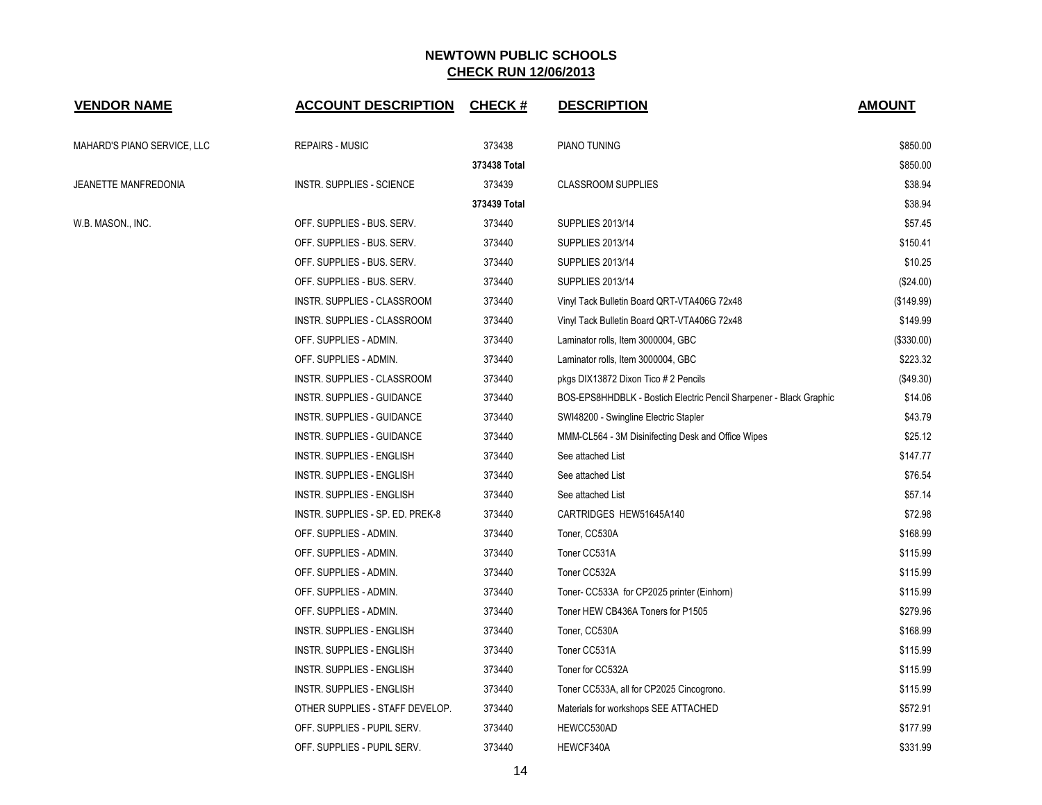# NEWTOWN PUBLIC SCHOOLS
## CHECK RUN 12/06/2013

| VENDOR NAME | ACCOUNT DESCRIPTION | CHECK # | DESCRIPTION | AMOUNT |
|---|---|---|---|---|
| MAHARD'S PIANO SERVICE, LLC | REPAIRS - MUSIC | 373438 | PIANO TUNING | $850.00 |
| | | **373438 Total** | | $850.00 |
| JEANETTE MANFREDONIA | INSTR. SUPPLIES - SCIENCE | 373439 | CLASSROOM SUPPLIES | $38.94 |
| | | **373439 Total** | | $38.94 |
| W.B. MASON., INC. | OFF. SUPPLIES - BUS. SERV. | 373440 | SUPPLIES 2013/14 | $57.45 |
| | OFF. SUPPLIES - BUS. SERV. | 373440 | SUPPLIES 2013/14 | $150.41 |
| | OFF. SUPPLIES - BUS. SERV. | 373440 | SUPPLIES 2013/14 | $10.25 |
| | OFF. SUPPLIES - BUS. SERV. | 373440 | SUPPLIES 2013/14 | ($24.00) |
| | INSTR. SUPPLIES - CLASSROOM | 373440 | Vinyl Tack Bulletin Board QRT-VTA406G 72x48 | ($149.99) |
| | INSTR. SUPPLIES - CLASSROOM | 373440 | Vinyl Tack Bulletin Board QRT-VTA406G 72x48 | $149.99 |
| | OFF. SUPPLIES - ADMIN. | 373440 | Laminator rolls, Item 3000004, GBC | ($330.00) |
| | OFF. SUPPLIES - ADMIN. | 373440 | Laminator rolls, Item 3000004, GBC | $223.32 |
| | INSTR. SUPPLIES - CLASSROOM | 373440 | pkgs DIX13872 Dixon Tico # 2 Pencils | ($49.30) |
| | INSTR. SUPPLIES - GUIDANCE | 373440 | BOS-EPS8HHDBLK - Bostich Electric Pencil Sharpener - Black Graphic | $14.06 |
| | INSTR. SUPPLIES - GUIDANCE | 373440 | SWI48200 - Swingline Electric Stapler | $43.79 |
| | INSTR. SUPPLIES - GUIDANCE | 373440 | MMM-CL564 - 3M Disinifecting Desk and Office Wipes | $25.12 |
| | INSTR. SUPPLIES - ENGLISH | 373440 | See attached List | $147.77 |
| | INSTR. SUPPLIES - ENGLISH | 373440 | See attached List | $76.54 |
| | INSTR. SUPPLIES - ENGLISH | 373440 | See attached List | $57.14 |
| | INSTR. SUPPLIES - SP. ED. PREK-8 | 373440 | CARTRIDGES HEW51645A140 | $72.98 |
| | OFF. SUPPLIES - ADMIN. | 373440 | Toner, CC530A | $168.99 |
| | OFF. SUPPLIES - ADMIN. | 373440 | Toner CC531A | $115.99 |
| | OFF. SUPPLIES - ADMIN. | 373440 | Toner CC532A | $115.99 |
| | OFF. SUPPLIES - ADMIN. | 373440 | Toner- CC533A for CP2025 printer (Einhorn) | $115.99 |
| | OFF. SUPPLIES - ADMIN. | 373440 | Toner HEW CB436A Toners for P1505 | $279.96 |
| | INSTR. SUPPLIES - ENGLISH | 373440 | Toner, CC530A | $168.99 |
| | INSTR. SUPPLIES - ENGLISH | 373440 | Toner CC531A | $115.99 |
| | INSTR. SUPPLIES - ENGLISH | 373440 | Toner for CC532A | $115.99 |
| | INSTR. SUPPLIES - ENGLISH | 373440 | Toner CC533A, all for CP2025 Cincogrono. | $115.99 |
| | OTHER SUPPLIES - STAFF DEVELOP. | 373440 | Materials for workshops SEE ATTACHED | $572.91 |
| | OFF. SUPPLIES - PUPIL SERV. | 373440 | HEWCC530AD | $177.99 |
| | OFF. SUPPLIES - PUPIL SERV. | 373440 | HEWCF340A | $331.99 |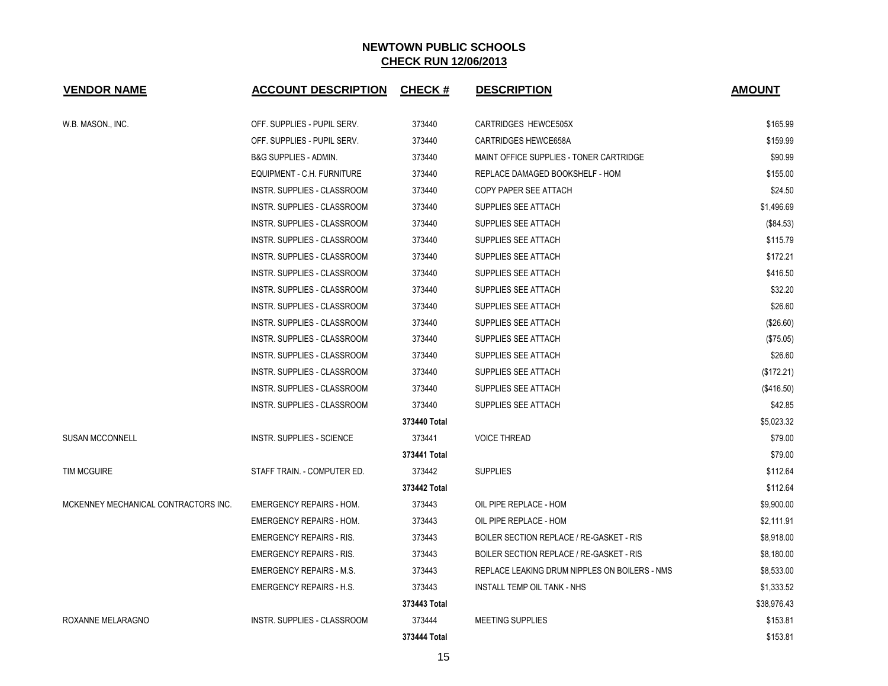# NEWTOWN PUBLIC SCHOOLS
## CHECK RUN 12/06/2013

| VENDOR NAME | ACCOUNT DESCRIPTION | CHECK # | DESCRIPTION | AMOUNT |
|---|---|---|---|---|
| W.B. MASON., INC. | OFF. SUPPLIES - PUPIL SERV. | 373440 | CARTRIDGES HEWCE505X | $165.99 |
| | OFF. SUPPLIES - PUPIL SERV. | 373440 | CARTRIDGES HEWCE658A | $159.99 |
| | B&G SUPPLIES - ADMIN. | 373440 | MAINT OFFICE SUPPLIES - TONER CARTRIDGE | $90.99 |
| | EQUIPMENT - C.H. FURNITURE | 373440 | REPLACE DAMAGED BOOKSHELF - HOM | $155.00 |
| | INSTR. SUPPLIES - CLASSROOM | 373440 | COPY PAPER SEE ATTACH | $24.50 |
| | INSTR. SUPPLIES - CLASSROOM | 373440 | SUPPLIES SEE ATTACH | $1,496.69 |
| | INSTR. SUPPLIES - CLASSROOM | 373440 | SUPPLIES SEE ATTACH | ($84.53) |
| | INSTR. SUPPLIES - CLASSROOM | 373440 | SUPPLIES SEE ATTACH | $115.79 |
| | INSTR. SUPPLIES - CLASSROOM | 373440 | SUPPLIES SEE ATTACH | $172.21 |
| | INSTR. SUPPLIES - CLASSROOM | 373440 | SUPPLIES SEE ATTACH | $416.50 |
| | INSTR. SUPPLIES - CLASSROOM | 373440 | SUPPLIES SEE ATTACH | $32.20 |
| | INSTR. SUPPLIES - CLASSROOM | 373440 | SUPPLIES SEE ATTACH | $26.60 |
| | INSTR. SUPPLIES - CLASSROOM | 373440 | SUPPLIES SEE ATTACH | ($26.60) |
| | INSTR. SUPPLIES - CLASSROOM | 373440 | SUPPLIES SEE ATTACH | ($75.05) |
| | INSTR. SUPPLIES - CLASSROOM | 373440 | SUPPLIES SEE ATTACH | $26.60 |
| | INSTR. SUPPLIES - CLASSROOM | 373440 | SUPPLIES SEE ATTACH | ($172.21) |
| | INSTR. SUPPLIES - CLASSROOM | 373440 | SUPPLIES SEE ATTACH | ($416.50) |
| | INSTR. SUPPLIES - CLASSROOM | 373440 | SUPPLIES SEE ATTACH | $42.85 |
| | | **373440 Total** | | $5,023.32 |
| SUSAN MCCONNELL | INSTR. SUPPLIES - SCIENCE | 373441 | VOICE THREAD | $79.00 |
| | | **373441 Total** | | $79.00 |
| TIM MCGUIRE | STAFF TRAIN. - COMPUTER ED. | 373442 | SUPPLIES | $112.64 |
| | | **373442 Total** | | $112.64 |
| MCKENNEY MECHANICAL CONTRACTORS INC. | EMERGENCY REPAIRS - HOM. | 373443 | OIL PIPE REPLACE - HOM | $9,900.00 |
| | EMERGENCY REPAIRS - HOM. | 373443 | OIL PIPE REPLACE - HOM | $2,111.91 |
| | EMERGENCY REPAIRS - RIS. | 373443 | BOILER SECTION REPLACE / RE-GASKET - RIS | $8,918.00 |
| | EMERGENCY REPAIRS - RIS. | 373443 | BOILER SECTION REPLACE / RE-GASKET - RIS | $8,180.00 |
| | EMERGENCY REPAIRS - M.S. | 373443 | REPLACE LEAKING DRUM NIPPLES ON BOILERS - NMS | $8,533.00 |
| | EMERGENCY REPAIRS - H.S. | 373443 | INSTALL TEMP OIL TANK - NHS | $1,333.52 |
| | | **373443 Total** | | $38,976.43 |
| ROXANNE MELARAGNO | INSTR. SUPPLIES - CLASSROOM | 373444 | MEETING SUPPLIES | $153.81 |
| | | **373444 Total** | | $153.81 |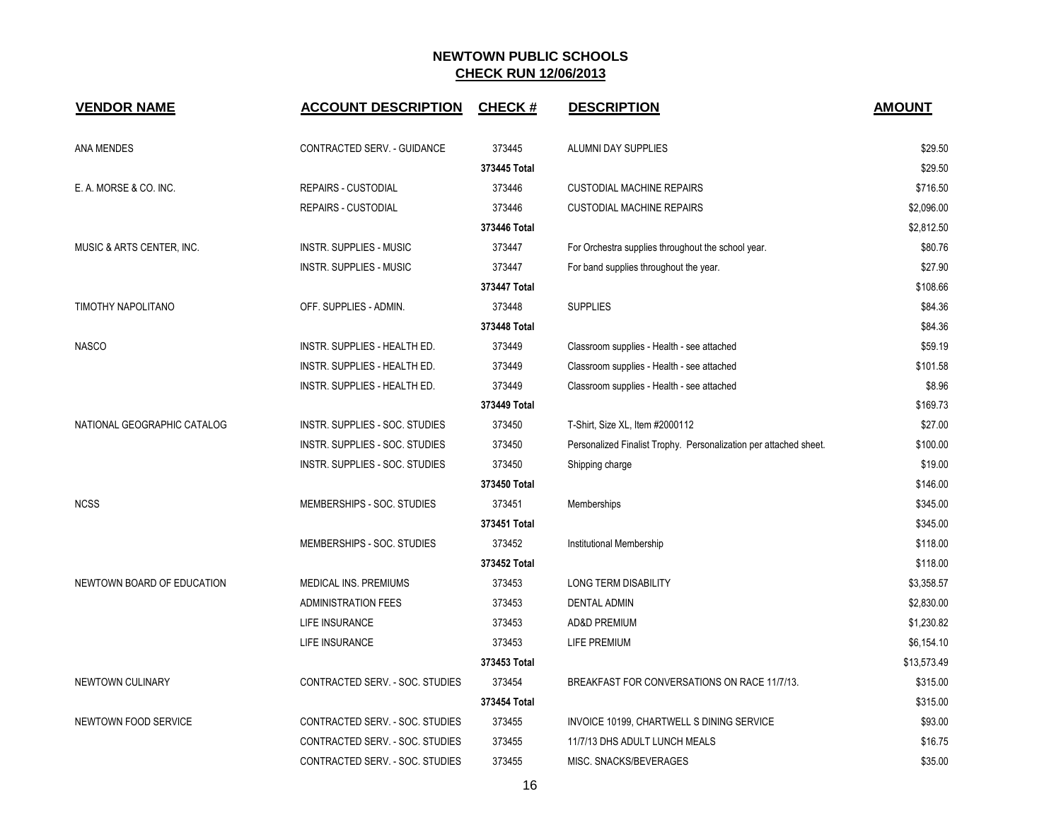# NEWTOWN PUBLIC SCHOOLS

## CHECK RUN 12/06/2013

| VENDOR NAME | ACCOUNT DESCRIPTION | CHECK # | DESCRIPTION | AMOUNT |
|---|---|---|---|---|
| ANA MENDES | CONTRACTED SERV. - GUIDANCE | 373445 | ALUMNI DAY SUPPLIES | $29.50 |
| | | 373445 Total | | $29.50 |
| E. A. MORSE & CO. INC. | REPAIRS - CUSTODIAL | 373446 | CUSTODIAL MACHINE REPAIRS | $716.50 |
| | REPAIRS - CUSTODIAL | 373446 | CUSTODIAL MACHINE REPAIRS | $2,096.00 |
| | | 373446 Total | | $2,812.50 |
| MUSIC & ARTS CENTER, INC. | INSTR. SUPPLIES - MUSIC | 373447 | For Orchestra supplies throughout the school year. | $80.76 |
| | INSTR. SUPPLIES - MUSIC | 373447 | For band supplies throughout the year. | $27.90 |
| | | 373447 Total | | $108.66 |
| TIMOTHY NAPOLITANO | OFF. SUPPLIES - ADMIN. | 373448 | SUPPLIES | $84.36 |
| | | 373448 Total | | $84.36 |
| NASCO | INSTR. SUPPLIES - HEALTH ED. | 373449 | Classroom supplies - Health - see attached | $59.19 |
| | INSTR. SUPPLIES - HEALTH ED. | 373449 | Classroom supplies - Health - see attached | $101.58 |
| | INSTR. SUPPLIES - HEALTH ED. | 373449 | Classroom supplies - Health - see attached | $8.96 |
| | | 373449 Total | | $169.73 |
| NATIONAL GEOGRAPHIC CATALOG | INSTR. SUPPLIES - SOC. STUDIES | 373450 | T-Shirt, Size XL, Item #2000112 | $27.00 |
| | INSTR. SUPPLIES - SOC. STUDIES | 373450 | Personalized Finalist Trophy. Personalization per attached sheet. | $100.00 |
| | INSTR. SUPPLIES - SOC. STUDIES | 373450 | Shipping charge | $19.00 |
| | | 373450 Total | | $146.00 |
| NCSS | MEMBERSHIPS - SOC. STUDIES | 373451 | Memberships | $345.00 |
| | | 373451 Total | | $345.00 |
| | MEMBERSHIPS - SOC. STUDIES | 373452 | Institutional Membership | $118.00 |
| | | 373452 Total | | $118.00 |
| NEWTOWN BOARD OF EDUCATION | MEDICAL INS. PREMIUMS | 373453 | LONG TERM DISABILITY | $3,358.57 |
| | ADMINISTRATION FEES | 373453 | DENTAL ADMIN | $2,830.00 |
| | LIFE INSURANCE | 373453 | AD&D PREMIUM | $1,230.82 |
| | LIFE INSURANCE | 373453 | LIFE PREMIUM | $6,154.10 |
| | | 373453 Total | | $13,573.49 |
| NEWTOWN CULINARY | CONTRACTED SERV. - SOC. STUDIES | 373454 | BREAKFAST FOR CONVERSATIONS ON RACE 11/7/13. | $315.00 |
| | | 373454 Total | | $315.00 |
| NEWTOWN FOOD SERVICE | CONTRACTED SERV. - SOC. STUDIES | 373455 | INVOICE 10199, CHARTWELL S DINING SERVICE | $93.00 |
| | CONTRACTED SERV. - SOC. STUDIES | 373455 | 11/7/13 DHS ADULT LUNCH MEALS | $16.75 |
| | CONTRACTED SERV. - SOC. STUDIES | 373455 | MISC. SNACKS/BEVERAGES | $35.00 |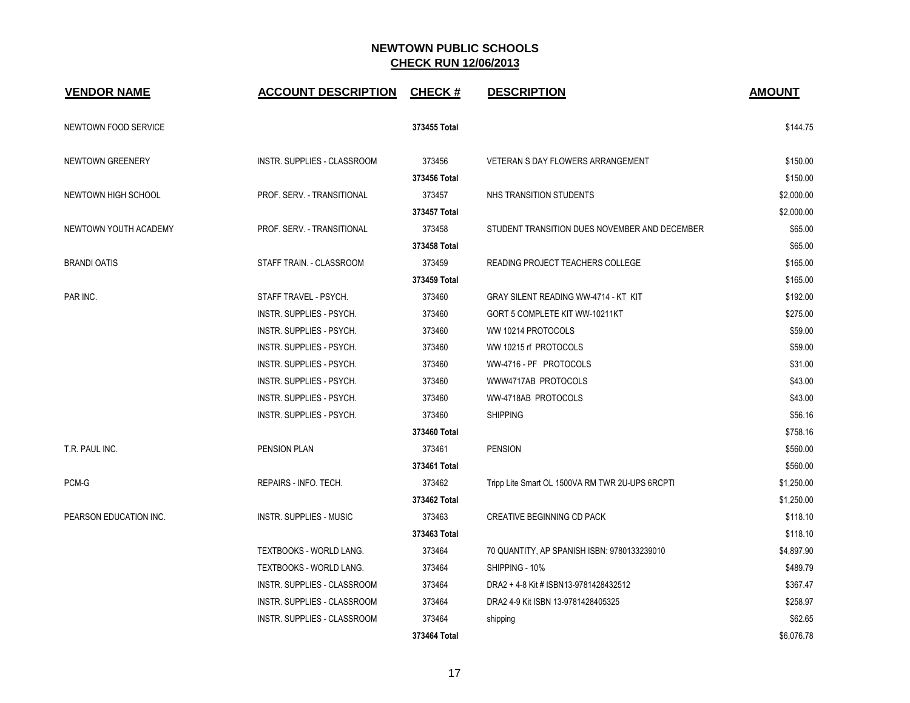# NEWTOWN PUBLIC SCHOOLS

## CHECK RUN 12/06/2013

| VENDOR NAME | ACCOUNT DESCRIPTION | CHECK # | DESCRIPTION | AMOUNT |
|---|---|---|---|---|
| NEWTOWN FOOD SERVICE | | 373455 Total | | $144.75 |
| NEWTOWN GREENERY | INSTR. SUPPLIES - CLASSROOM | 373456 | VETERAN S DAY FLOWERS ARRANGEMENT | $150.00 |
| | | 373456 Total | | $150.00 |
| NEWTOWN HIGH SCHOOL | PROF. SERV. - TRANSITIONAL | 373457 | NHS TRANSITION STUDENTS | $2,000.00 |
| | | 373457 Total | | $2,000.00 |
| NEWTOWN YOUTH ACADEMY | PROF. SERV. - TRANSITIONAL | 373458 | STUDENT TRANSITION DUES NOVEMBER AND DECEMBER | $65.00 |
| | | 373458 Total | | $65.00 |
| BRANDI OATIS | STAFF TRAIN. - CLASSROOM | 373459 | READING PROJECT TEACHERS COLLEGE | $165.00 |
| | | 373459 Total | | $165.00 |
| PAR INC. | STAFF TRAVEL - PSYCH. | 373460 | GRAY SILENT READING WW-4714 - KT KIT | $192.00 |
| | INSTR. SUPPLIES - PSYCH. | 373460 | GORT 5 COMPLETE KIT WW-10211KT | $275.00 |
| | INSTR. SUPPLIES - PSYCH. | 373460 | WW 10214 PROTOCOLS | $59.00 |
| | INSTR. SUPPLIES - PSYCH. | 373460 | WW 10215 rf PROTOCOLS | $59.00 |
| | INSTR. SUPPLIES - PSYCH. | 373460 | WW-4716 - PF PROTOCOLS | $31.00 |
| | INSTR. SUPPLIES - PSYCH. | 373460 | WWW4717AB PROTOCOLS | $43.00 |
| | INSTR. SUPPLIES - PSYCH. | 373460 | WW-4718AB PROTOCOLS | $43.00 |
| | INSTR. SUPPLIES - PSYCH. | 373460 | SHIPPING | $56.16 |
| | | 373460 Total | | $758.16 |
| T.R. PAUL INC. | PENSION PLAN | 373461 | PENSION | $560.00 |
| | | 373461 Total | | $560.00 |
| PCM-G | REPAIRS - INFO. TECH. | 373462 | Tripp Lite Smart OL 1500VA RM TWR 2U-UPS 6RCPTI | $1,250.00 |
| | | 373462 Total | | $1,250.00 |
| PEARSON EDUCATION INC. | INSTR. SUPPLIES - MUSIC | 373463 | CREATIVE BEGINNING CD PACK | $118.10 |
| | | 373463 Total | | $118.10 |
| | TEXTBOOKS - WORLD LANG. | 373464 | 70 QUANTITY, AP SPANISH ISBN: 9780133239010 | $4,897.90 |
| | TEXTBOOKS - WORLD LANG. | 373464 | SHIPPING - 10% | $489.79 |
| | INSTR. SUPPLIES - CLASSROOM | 373464 | DRA2 + 4-8 Kit # ISBN13-9781428432512 | $367.47 |
| | INSTR. SUPPLIES - CLASSROOM | 373464 | DRA2 4-9 Kit ISBN 13-9781428405325 | $258.97 |
| | INSTR. SUPPLIES - CLASSROOM | 373464 | shipping | $62.65 |
| | | 373464 Total | | $6,076.78 |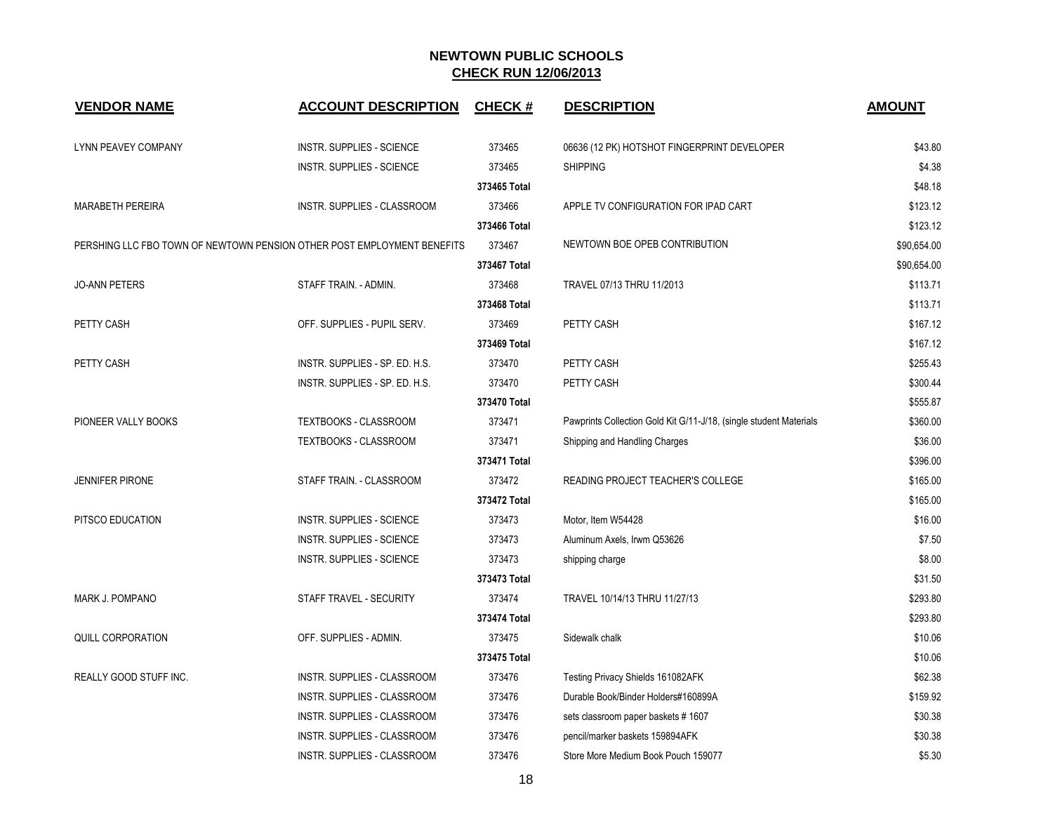# NEWTOWN PUBLIC SCHOOLS

## CHECK RUN 12/06/2013

| VENDOR NAME | ACCOUNT DESCRIPTION | CHECK # | DESCRIPTION | AMOUNT |
|---|---|---|---|---|
| LYNN PEAVEY COMPANY | INSTR. SUPPLIES - SCIENCE | 373465 | 06636 (12 PK) HOTSHOT FINGERPRINT DEVELOPER | $43.80 |
| | INSTR. SUPPLIES - SCIENCE | 373465 | SHIPPING | $4.38 |
| | | 373465 Total | | $48.18 |
| MARABETH PEREIRA | INSTR. SUPPLIES - CLASSROOM | 373466 | APPLE TV CONFIGURATION FOR IPAD CART | $123.12 |
| | | 373466 Total | | $123.12 |
| PERSHING LLC FBO TOWN OF NEWTOWN PENSION | OTHER POST EMPLOYMENT BENEFITS | 373467 | NEWTOWN BOE OPEB CONTRIBUTION | $90,654.00 |
| | | 373467 Total | | $90,654.00 |
| JO-ANN PETERS | STAFF TRAIN. - ADMIN. | 373468 | TRAVEL 07/13 THRU 11/2013 | $113.71 |
| | | 373468 Total | | $113.71 |
| PETTY CASH | OFF. SUPPLIES - PUPIL SERV. | 373469 | PETTY CASH | $167.12 |
| | | 373469 Total | | $167.12 |
| PETTY CASH | INSTR. SUPPLIES - SP. ED. H.S. | 373470 | PETTY CASH | $255.43 |
| | INSTR. SUPPLIES - SP. ED. H.S. | 373470 | PETTY CASH | $300.44 |
| | | 373470 Total | | $555.87 |
| PIONEER VALLY BOOKS | TEXTBOOKS - CLASSROOM | 373471 | Pawprints Collection Gold Kit G/11-J/18, (single student Materials | $360.00 |
| | TEXTBOOKS - CLASSROOM | 373471 | Shipping and Handling Charges | $36.00 |
| | | 373471 Total | | $396.00 |
| JENNIFER PIRONE | STAFF TRAIN. - CLASSROOM | 373472 | READING PROJECT TEACHER'S COLLEGE | $165.00 |
| | | 373472 Total | | $165.00 |
| PITSCO EDUCATION | INSTR. SUPPLIES - SCIENCE | 373473 | Motor, Item W54428 | $16.00 |
| | INSTR. SUPPLIES - SCIENCE | 373473 | Aluminum Axels, Irwm Q53626 | $7.50 |
| | INSTR. SUPPLIES - SCIENCE | 373473 | shipping charge | $8.00 |
| | | 373473 Total | | $31.50 |
| MARK J. POMPANO | STAFF TRAVEL - SECURITY | 373474 | TRAVEL 10/14/13 THRU 11/27/13 | $293.80 |
| | | 373474 Total | | $293.80 |
| QUILL CORPORATION | OFF. SUPPLIES - ADMIN. | 373475 | Sidewalk chalk | $10.06 |
| | | 373475 Total | | $10.06 |
| REALLY GOOD STUFF INC. | INSTR. SUPPLIES - CLASSROOM | 373476 | Testing Privacy Shields 161082AFK | $62.38 |
| | INSTR. SUPPLIES - CLASSROOM | 373476 | Durable Book/Binder Holders#160899A | $159.92 |
| | INSTR. SUPPLIES - CLASSROOM | 373476 | sets classroom paper baskets # 1607 | $30.38 |
| | INSTR. SUPPLIES - CLASSROOM | 373476 | pencil/marker baskets 159894AFK | $30.38 |
| | INSTR. SUPPLIES - CLASSROOM | 373476 | Store More Medium Book Pouch 159077 | $5.30 |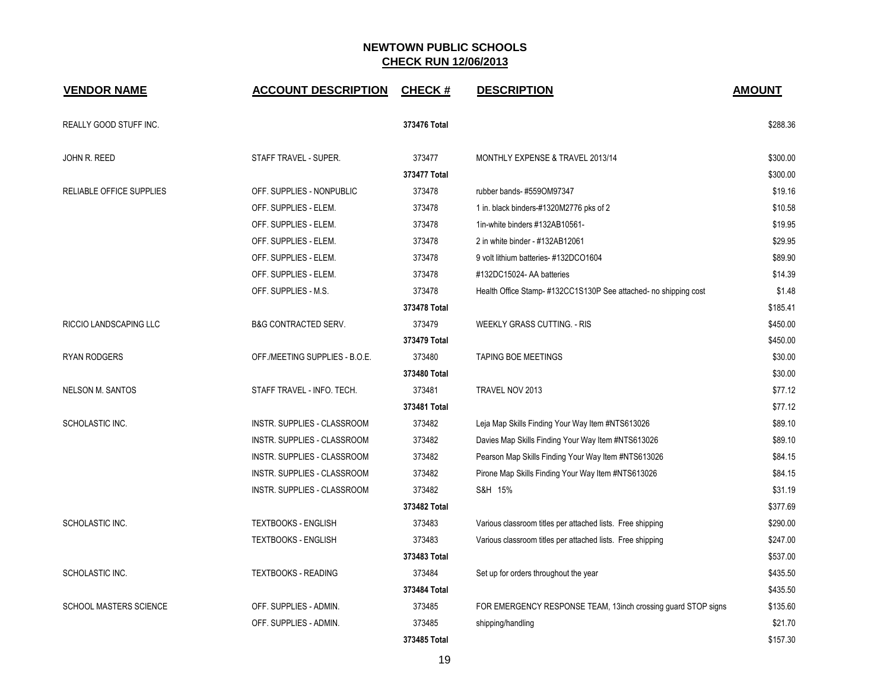# NEWTOWN PUBLIC SCHOOLS
## CHECK RUN 12/06/2013

| VENDOR NAME | ACCOUNT DESCRIPTION | CHECK # | DESCRIPTION | AMOUNT |
|---|---|---|---|---|
| REALLY GOOD STUFF INC. | | 373476 Total | | $288.36 |
| JOHN R. REED | STAFF TRAVEL - SUPER. | 373477 | MONTHLY EXPENSE & TRAVEL 2013/14 | $300.00 |
| | | 373477 Total | | $300.00 |
| RELIABLE OFFICE SUPPLIES | OFF. SUPPLIES - NONPUBLIC | 373478 | rubber bands- #559OM97347 | $19.16 |
| | OFF. SUPPLIES - ELEM. | 373478 | 1 in. black binders-#1320M2776 pks of 2 | $10.58 |
| | OFF. SUPPLIES - ELEM. | 373478 | 1in-white binders #132AB10561- | $19.95 |
| | OFF. SUPPLIES - ELEM. | 373478 | 2 in white binder - #132AB12061 | $29.95 |
| | OFF. SUPPLIES - ELEM. | 373478 | 9 volt lithium batteries- #132DCO1604 | $89.90 |
| | OFF. SUPPLIES - ELEM. | 373478 | #132DC15024- AA batteries | $14.39 |
| | OFF. SUPPLIES - M.S. | 373478 | Health Office Stamp- #132CC1S130P See attached- no shipping cost | $1.48 |
| | | 373478 Total | | $185.41 |
| RICCIO LANDSCAPING LLC | B&G CONTRACTED SERV. | 373479 | WEEKLY GRASS CUTTING. - RIS | $450.00 |
| | | 373479 Total | | $450.00 |
| RYAN RODGERS | OFF./MEETING SUPPLIES - B.O.E. | 373480 | TAPING BOE MEETINGS | $30.00 |
| | | 373480 Total | | $30.00 |
| NELSON M. SANTOS | STAFF TRAVEL - INFO. TECH. | 373481 | TRAVEL NOV 2013 | $77.12 |
| | | 373481 Total | | $77.12 |
| SCHOLASTIC INC. | INSTR. SUPPLIES - CLASSROOM | 373482 | Leja Map Skills Finding Your Way Item #NTS613026 | $89.10 |
| | INSTR. SUPPLIES - CLASSROOM | 373482 | Davies Map Skills Finding Your Way Item #NTS613026 | $89.10 |
| | INSTR. SUPPLIES - CLASSROOM | 373482 | Pearson Map Skills Finding Your Way Item #NTS613026 | $84.15 |
| | INSTR. SUPPLIES - CLASSROOM | 373482 | Pirone Map Skills Finding Your Way Item #NTS613026 | $84.15 |
| | INSTR. SUPPLIES - CLASSROOM | 373482 | S&H 15% | $31.19 |
| | | 373482 Total | | $377.69 |
| SCHOLASTIC INC. | TEXTBOOKS - ENGLISH | 373483 | Various classroom titles per attached lists. Free shipping | $290.00 |
| | TEXTBOOKS - ENGLISH | 373483 | Various classroom titles per attached lists. Free shipping | $247.00 |
| | | 373483 Total | | $537.00 |
| SCHOLASTIC INC. | TEXTBOOKS - READING | 373484 | Set up for orders throughout the year | $435.50 |
| | | 373484 Total | | $435.50 |
| SCHOOL MASTERS SCIENCE | OFF. SUPPLIES - ADMIN. | 373485 | FOR EMERGENCY RESPONSE TEAM, 13inch crossing guard STOP signs | $135.60 |
| | OFF. SUPPLIES - ADMIN. | 373485 | shipping/handling | $21.70 |
| | | 373485 Total | | $157.30 |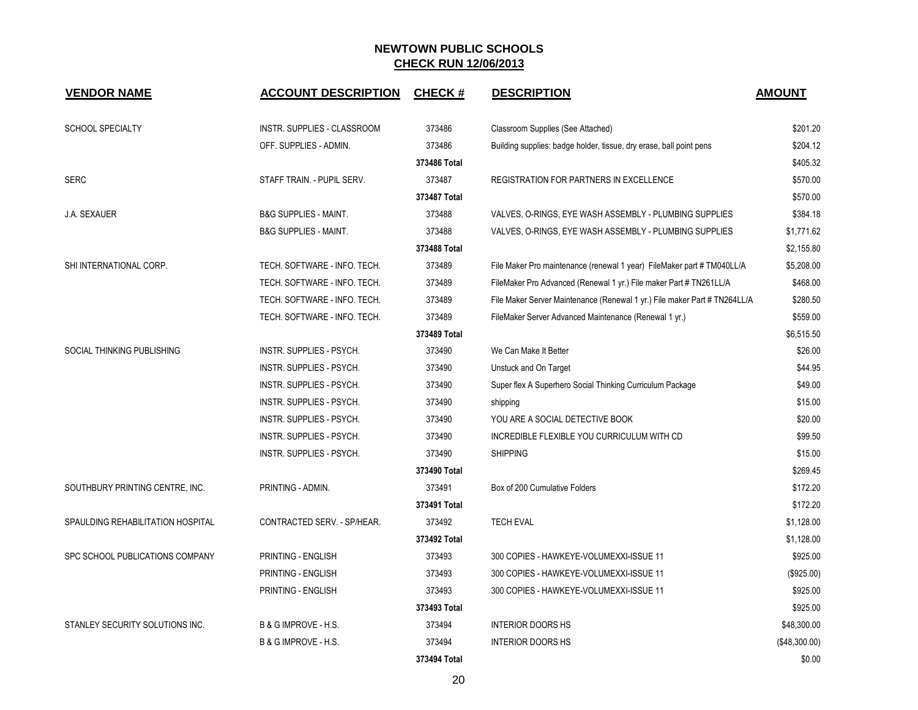# NEWTOWN PUBLIC SCHOOLS

## CHECK RUN 12/06/2013

| VENDOR NAME | ACCOUNT DESCRIPTION | CHECK # | DESCRIPTION | AMOUNT |
|---|---|---|---|---|
| SCHOOL SPECIALTY | INSTR. SUPPLIES - CLASSROOM | 373486 | Classroom Supplies (See Attached) | $201.20 |
| | OFF. SUPPLIES - ADMIN. | 373486 | Building supplies: badge holder, tissue, dry erase, ball point pens | $204.12 |
| | | 373486 Total | | $405.32 |
| SERC | STAFF TRAIN. - PUPIL SERV. | 373487 | REGISTRATION FOR PARTNERS IN EXCELLENCE | $570.00 |
| | | 373487 Total | | $570.00 |
| J.A. SEXAUER | B&G SUPPLIES - MAINT. | 373488 | VALVES, O-RINGS, EYE WASH ASSEMBLY - PLUMBING SUPPLIES | $384.18 |
| | B&G SUPPLIES - MAINT. | 373488 | VALVES, O-RINGS, EYE WASH ASSEMBLY - PLUMBING SUPPLIES | $1,771.62 |
| | | 373488 Total | | $2,155.80 |
| SHI INTERNATIONAL CORP. | TECH. SOFTWARE - INFO. TECH. | 373489 | File Maker Pro maintenance (renewal 1 year) FileMaker part # TM040LL/A | $5,208.00 |
| | TECH. SOFTWARE - INFO. TECH. | 373489 | FileMaker Pro Advanced (Renewal 1 yr.) File maker Part # TN261LL/A | $468.00 |
| | TECH. SOFTWARE - INFO. TECH. | 373489 | File Maker Server Maintenance (Renewal 1 yr.) File maker Part # TN264LL/A | $280.50 |
| | TECH. SOFTWARE - INFO. TECH. | 373489 | FileMaker Server Advanced Maintenance (Renewal 1 yr.) | $559.00 |
| | | 373489 Total | | $6,515.50 |
| SOCIAL THINKING PUBLISHING | INSTR. SUPPLIES - PSYCH. | 373490 | We Can Make It Better | $26.00 |
| | INSTR. SUPPLIES - PSYCH. | 373490 | Unstuck and On Target | $44.95 |
| | INSTR. SUPPLIES - PSYCH. | 373490 | Super flex A Superhero Social Thinking Curriculum Package | $49.00 |
| | INSTR. SUPPLIES - PSYCH. | 373490 | shipping | $15.00 |
| | INSTR. SUPPLIES - PSYCH. | 373490 | YOU ARE A SOCIAL DETECTIVE BOOK | $20.00 |
| | INSTR. SUPPLIES - PSYCH. | 373490 | INCREDIBLE FLEXIBLE YOU CURRICULUM WITH CD | $99.50 |
| | INSTR. SUPPLIES - PSYCH. | 373490 | SHIPPING | $15.00 |
| | | 373490 Total | | $269.45 |
| SOUTHBURY PRINTING CENTRE, INC. | PRINTING - ADMIN. | 373491 | Box of 200 Cumulative Folders | $172.20 |
| | | 373491 Total | | $172.20 |
| SPAULDING REHABILITATION HOSPITAL | CONTRACTED SERV. - SP/HEAR. | 373492 | TECH EVAL | $1,128.00 |
| | | 373492 Total | | $1,128.00 |
| SPC SCHOOL PUBLICATIONS COMPANY | PRINTING - ENGLISH | 373493 | 300 COPIES - HAWKEYE-VOLUMEXXI-ISSUE 11 | $925.00 |
| | PRINTING - ENGLISH | 373493 | 300 COPIES - HAWKEYE-VOLUMEXXI-ISSUE 11 | ($925.00) |
| | PRINTING - ENGLISH | 373493 | 300 COPIES - HAWKEYE-VOLUMEXXI-ISSUE 11 | $925.00 |
| | | 373493 Total | | $925.00 |
| STANLEY SECURITY SOLUTIONS INC. | B & G IMPROVE - H.S. | 373494 | INTERIOR DOORS HS | $48,300.00 |
| | B & G IMPROVE - H.S. | 373494 | INTERIOR DOORS HS | ($48,300.00) |
| | | 373494 Total | | $0.00 |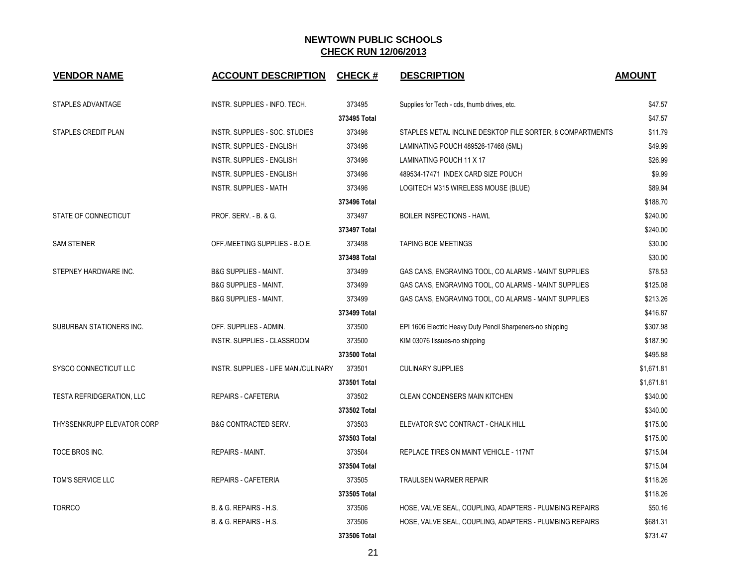# NEWTOWN PUBLIC SCHOOLS

## CHECK RUN 12/06/2013

| VENDOR NAME | ACCOUNT DESCRIPTION | CHECK # | DESCRIPTION | AMOUNT |
|---|---|---|---|---|
| STAPLES ADVANTAGE | INSTR. SUPPLIES - INFO. TECH. | 373495 | Supplies for Tech - cds, thumb drives, etc. | $47.57 |
| | | 373495 Total | | $47.57 |
| STAPLES CREDIT PLAN | INSTR. SUPPLIES - SOC. STUDIES | 373496 | STAPLES METAL INCLINE DESKTOP FILE SORTER, 8 COMPARTMENTS | $11.79 |
| | INSTR. SUPPLIES - ENGLISH | 373496 | LAMINATING POUCH 489526-17468 (5ML) | $49.99 |
| | INSTR. SUPPLIES - ENGLISH | 373496 | LAMINATING POUCH 11 X 17 | $26.99 |
| | INSTR. SUPPLIES - ENGLISH | 373496 | 489534-17471 INDEX CARD SIZE POUCH | $9.99 |
| | INSTR. SUPPLIES - MATH | 373496 | LOGITECH M315 WIRELESS MOUSE (BLUE) | $89.94 |
| | | 373496 Total | | $188.70 |
| STATE OF CONNECTICUT | PROF. SERV. - B. & G. | 373497 | BOILER INSPECTIONS - HAWL | $240.00 |
| | | 373497 Total | | $240.00 |
| SAM STEINER | OFF./MEETING SUPPLIES - B.O.E. | 373498 | TAPING BOE MEETINGS | $30.00 |
| | | 373498 Total | | $30.00 |
| STEPNEY HARDWARE INC. | B&G SUPPLIES - MAINT. | 373499 | GAS CANS, ENGRAVING TOOL, CO ALARMS - MAINT SUPPLIES | $78.53 |
| | B&G SUPPLIES - MAINT. | 373499 | GAS CANS, ENGRAVING TOOL, CO ALARMS - MAINT SUPPLIES | $125.08 |
| | B&G SUPPLIES - MAINT. | 373499 | GAS CANS, ENGRAVING TOOL, CO ALARMS - MAINT SUPPLIES | $213.26 |
| | | 373499 Total | | $416.87 |
| SUBURBAN STATIONERS INC. | OFF. SUPPLIES - ADMIN. | 373500 | EPI 1606 Electric Heavy Duty Pencil Sharpeners-no shipping | $307.98 |
| | INSTR. SUPPLIES - CLASSROOM | 373500 | KIM 03076 tissues-no shipping | $187.90 |
| | | 373500 Total | | $495.88 |
| SYSCO CONNECTICUT LLC | INSTR. SUPPLIES - LIFE MAN./CULINARY | 373501 | CULINARY SUPPLIES | $1,671.81 |
| | | 373501 Total | | $1,671.81 |
| TESTA REFRIDGERATION, LLC | REPAIRS - CAFETERIA | 373502 | CLEAN CONDENSERS MAIN KITCHEN | $340.00 |
| | | 373502 Total | | $340.00 |
| THYSSENKRUPP ELEVATOR CORP | B&G CONTRACTED SERV. | 373503 | ELEVATOR SVC CONTRACT - CHALK HILL | $175.00 |
| | | 373503 Total | | $175.00 |
| TOCE BROS INC. | REPAIRS - MAINT. | 373504 | REPLACE TIRES ON MAINT VEHICLE - 117NT | $715.04 |
| | | 373504 Total | | $715.04 |
| TOM'S SERVICE LLC | REPAIRS - CAFETERIA | 373505 | TRAULSEN WARMER REPAIR | $118.26 |
| | | 373505 Total | | $118.26 |
| TORRCO | B. & G. REPAIRS - H.S. | 373506 | HOSE, VALVE SEAL, COUPLING, ADAPTERS - PLUMBING REPAIRS | $50.16 |
| | B. & G. REPAIRS - H.S. | 373506 | HOSE, VALVE SEAL, COUPLING, ADAPTERS - PLUMBING REPAIRS | $681.31 |
| | | 373506 Total | | $731.47 |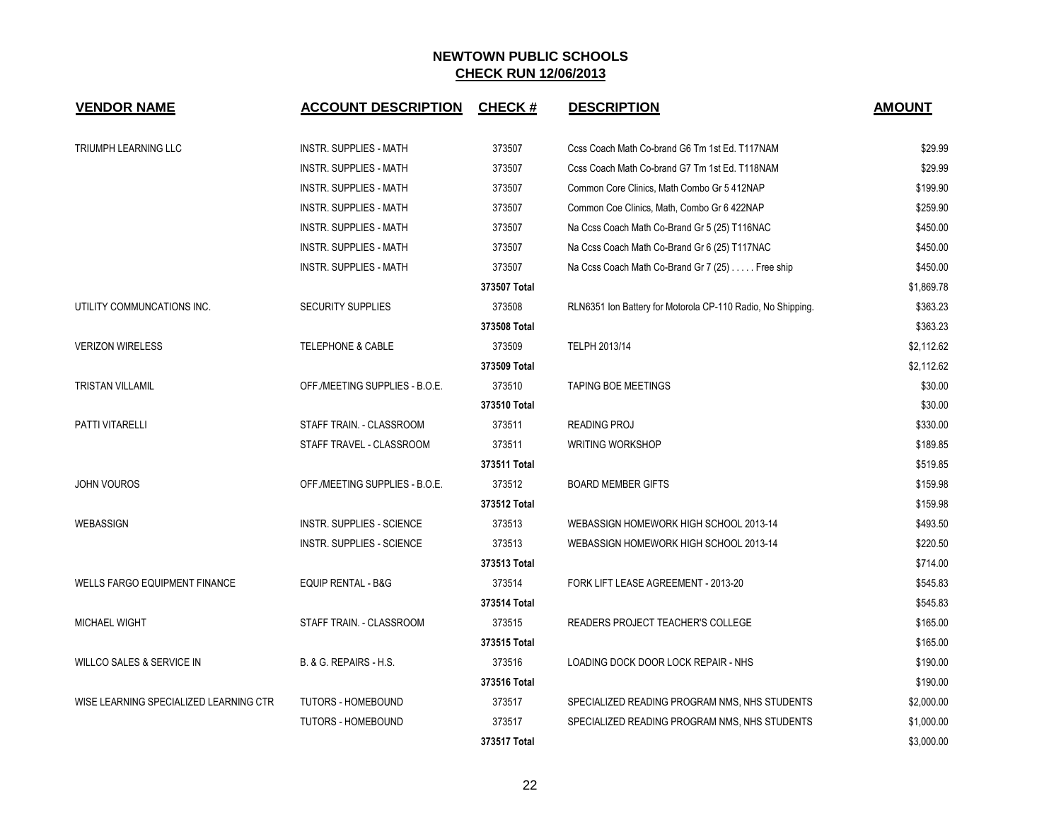# NEWTOWN PUBLIC SCHOOLS

## CHECK RUN 12/06/2013

| VENDOR NAME | ACCOUNT DESCRIPTION | CHECK # | DESCRIPTION | AMOUNT |
|---|---|---|---|---|
| TRIUMPH LEARNING LLC | INSTR. SUPPLIES - MATH | 373507 | Ccss Coach Math Co-brand G6 Tm 1st Ed. T117NAM | $29.99 |
| | INSTR. SUPPLIES - MATH | 373507 | Ccss Coach Math Co-brand G7 Tm 1st Ed. T118NAM | $29.99 |
| | INSTR. SUPPLIES - MATH | 373507 | Common Core Clinics, Math Combo Gr 5 412NAP | $199.90 |
| | INSTR. SUPPLIES - MATH | 373507 | Common Coe Clinics, Math, Combo Gr 6 422NAP | $259.90 |
| | INSTR. SUPPLIES - MATH | 373507 | Na Ccss Coach Math Co-Brand Gr 5 (25) T116NAC | $450.00 |
| | INSTR. SUPPLIES - MATH | 373507 | Na Ccss Coach Math Co-Brand Gr 6 (25) T117NAC | $450.00 |
| | INSTR. SUPPLIES - MATH | 373507 | Na Ccss Coach Math Co-Brand Gr 7 (25) . . . . . Free ship | $450.00 |
| | | 373507 Total | | $1,869.78 |
| UTILITY COMMUNCATIONS INC. | SECURITY SUPPLIES | 373508 | RLN6351 Ion Battery for Motorola CP-110 Radio, No Shipping. | $363.23 |
| | | 373508 Total | | $363.23 |
| VERIZON WIRELESS | TELEPHONE & CABLE | 373509 | TELPH 2013/14 | $2,112.62 |
| | | 373509 Total | | $2,112.62 |
| TRISTAN VILLAMIL | OFF./MEETING SUPPLIES - B.O.E. | 373510 | TAPING BOE MEETINGS | $30.00 |
| | | 373510 Total | | $30.00 |
| PATTI VITARELLI | STAFF TRAIN. - CLASSROOM | 373511 | READING PROJ | $330.00 |
| | STAFF TRAVEL - CLASSROOM | 373511 | WRITING WORKSHOP | $189.85 |
| | | 373511 Total | | $519.85 |
| JOHN VOUROS | OFF./MEETING SUPPLIES - B.O.E. | 373512 | BOARD MEMBER GIFTS | $159.98 |
| | | 373512 Total | | $159.98 |
| WEBASSIGN | INSTR. SUPPLIES - SCIENCE | 373513 | WEBASSIGN HOMEWORK HIGH SCHOOL 2013-14 | $493.50 |
| | INSTR. SUPPLIES - SCIENCE | 373513 | WEBASSIGN HOMEWORK HIGH SCHOOL 2013-14 | $220.50 |
| | | 373513 Total | | $714.00 |
| WELLS FARGO EQUIPMENT FINANCE | EQUIP RENTAL - B&G | 373514 | FORK LIFT LEASE AGREEMENT - 2013-20 | $545.83 |
| | | 373514 Total | | $545.83 |
| MICHAEL WIGHT | STAFF TRAIN. - CLASSROOM | 373515 | READERS PROJECT TEACHER'S COLLEGE | $165.00 |
| | | 373515 Total | | $165.00 |
| WILLCO SALES & SERVICE IN | B. & G. REPAIRS - H.S. | 373516 | LOADING DOCK DOOR LOCK REPAIR - NHS | $190.00 |
| | | 373516 Total | | $190.00 |
| WISE LEARNING SPECIALIZED LEARNING CTR | TUTORS - HOMEBOUND | 373517 | SPECIALIZED READING PROGRAM NMS, NHS STUDENTS | $2,000.00 |
| | TUTORS - HOMEBOUND | 373517 | SPECIALIZED READING PROGRAM NMS, NHS STUDENTS | $1,000.00 |
| | | 373517 Total | | $3,000.00 |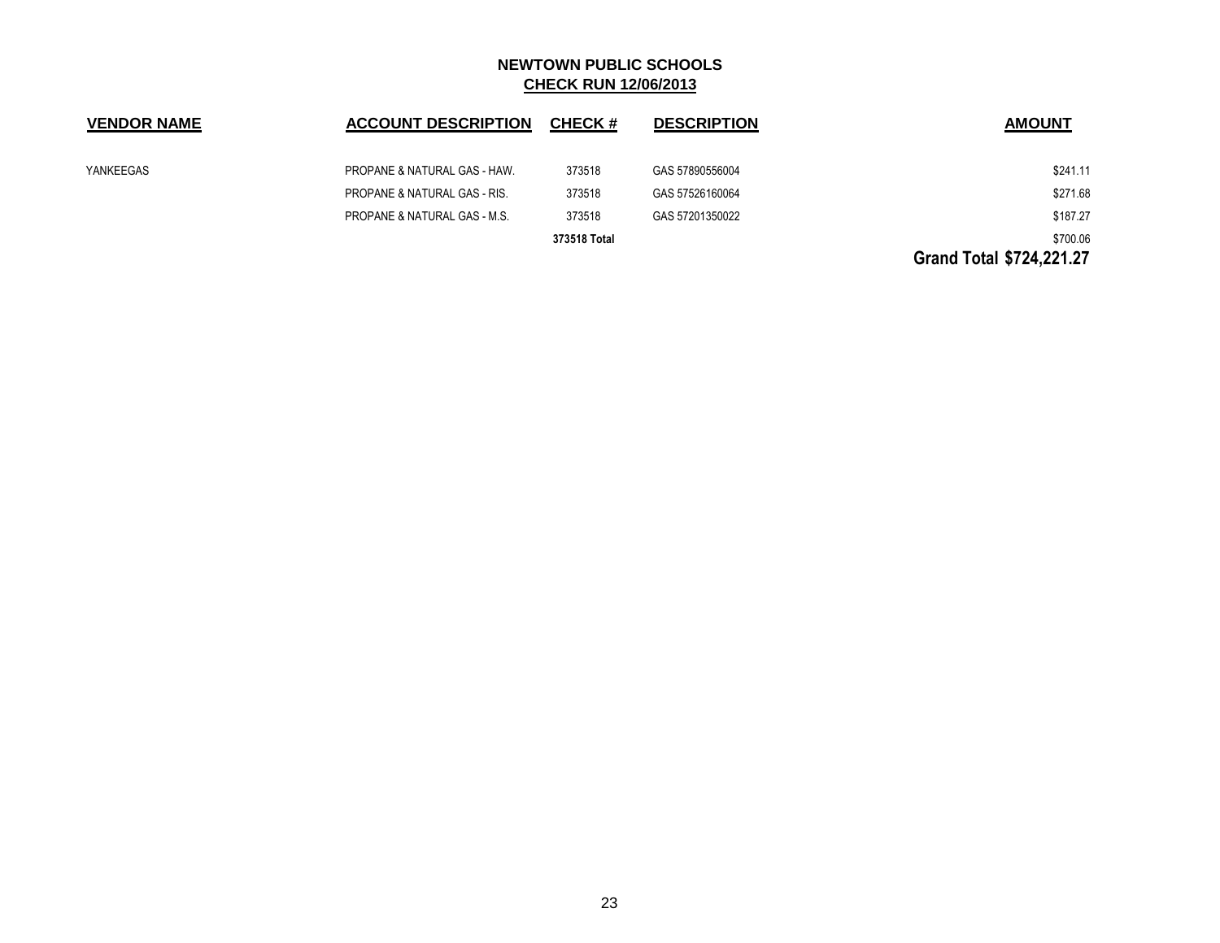**NEWTOWN PUBLIC SCHOOLS**
**CHECK RUN 12/06/2013**

| VENDOR NAME | ACCOUNT DESCRIPTION | CHECK # | DESCRIPTION | AMOUNT |
|---|---|---|---|---|
| YANKEEGAS | PROPANE & NATURAL GAS - HAW. | 373518 | GAS 57890556004 | $241.11 |
| | PROPANE & NATURAL GAS - RIS. | 373518 | GAS 57526160064 | $271.68 |
| | PROPANE & NATURAL GAS - M.S. | 373518 | GAS 57201350022 | $187.27 |
| | | **373518 Total** | | $700.06 |
| | | | **Grand Total** | **$724,221.27** |